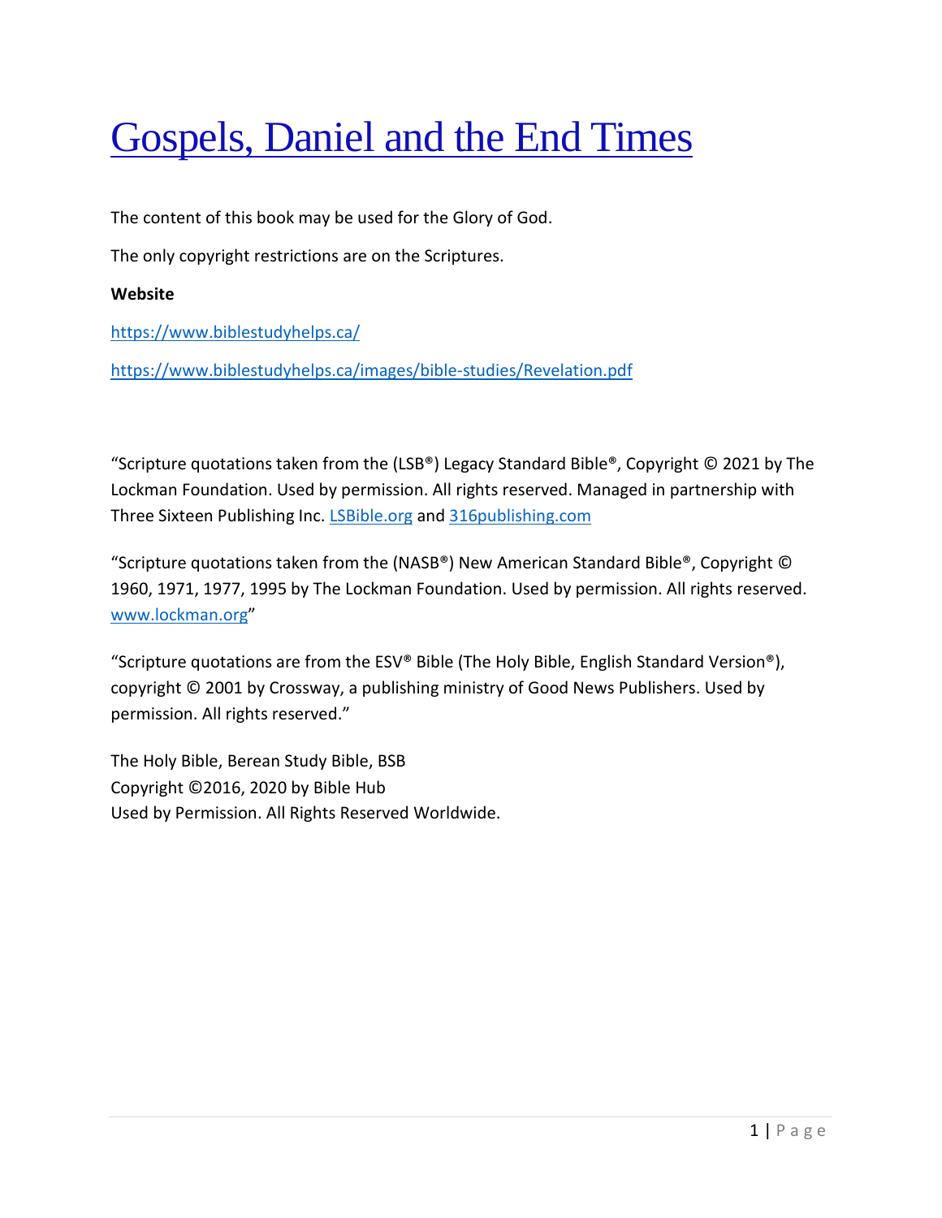# [Gospels, Daniel and the End Times]()

The content of this book may be used for the Glory of God.

The only copyright restrictions are on the Scriptures.

**Website**

[https://www.biblestudyhelps.ca/](https://www.biblestudyhelps.ca/)

[https://www.biblestudyhelps.ca/images/bible-studies/Revelation.pdf](https://www.biblestudyhelps.ca/images/bible-studies/Revelation.pdf)

"Scripture quotations taken from the (LSB®) Legacy Standard Bible®, Copyright © 2021 by The Lockman Foundation. Used by permission. All rights reserved. Managed in partnership with Three Sixteen Publishing Inc. [LSBible.org](LSBible.org) and [316publishing.com](316publishing.com)

"Scripture quotations taken from the (NASB®) New American Standard Bible®, Copyright © 1960, 1971, 1977, 1995 by The Lockman Foundation. Used by permission. All rights reserved. [www.lockman.org](www.lockman.org)"

"Scripture quotations are from the ESV® Bible (The Holy Bible, English Standard Version®), copyright © 2001 by Crossway, a publishing ministry of Good News Publishers. Used by permission. All rights reserved."

The Holy Bible, Berean Study Bible, BSB
Copyright ©2016, 2020 by Bible Hub
Used by Permission. All Rights Reserved Worldwide.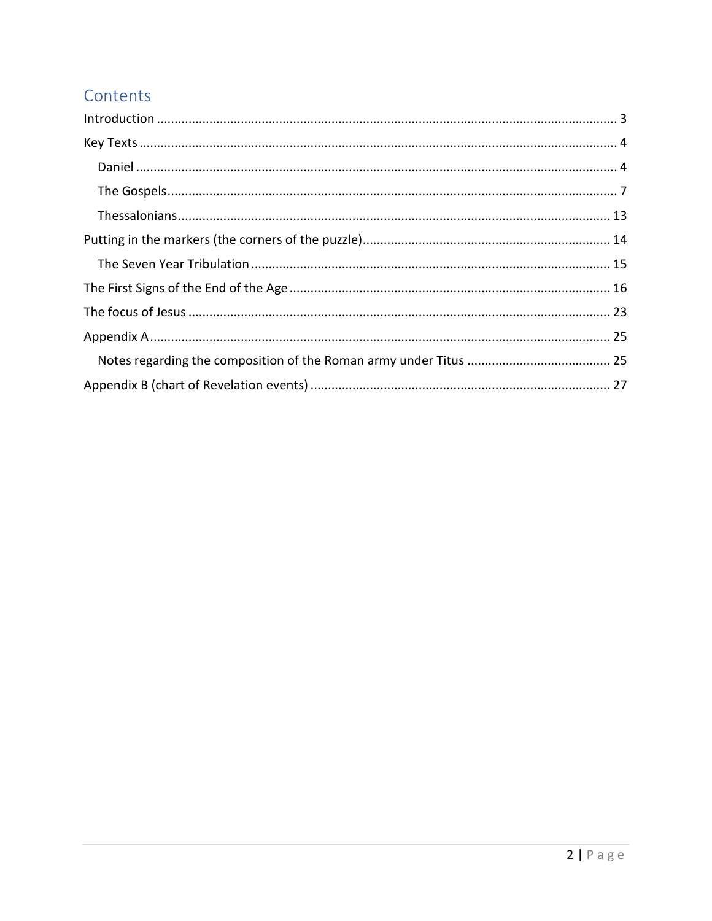# Contents

Introduction ........ 3
Key Texts ........ 4
  Daniel ........ 4
  The Gospels ........ 7
  Thessalonians ........ 13
Putting in the markers (the corners of the puzzle) ........ 14
  The Seven Year Tribulation ........ 15
The First Signs of the End of the Age ........ 16
The focus of Jesus ........ 23
Appendix A ........ 25
  Notes regarding the composition of the Roman army under Titus ........ 25
Appendix B (chart of Revelation events) ........ 27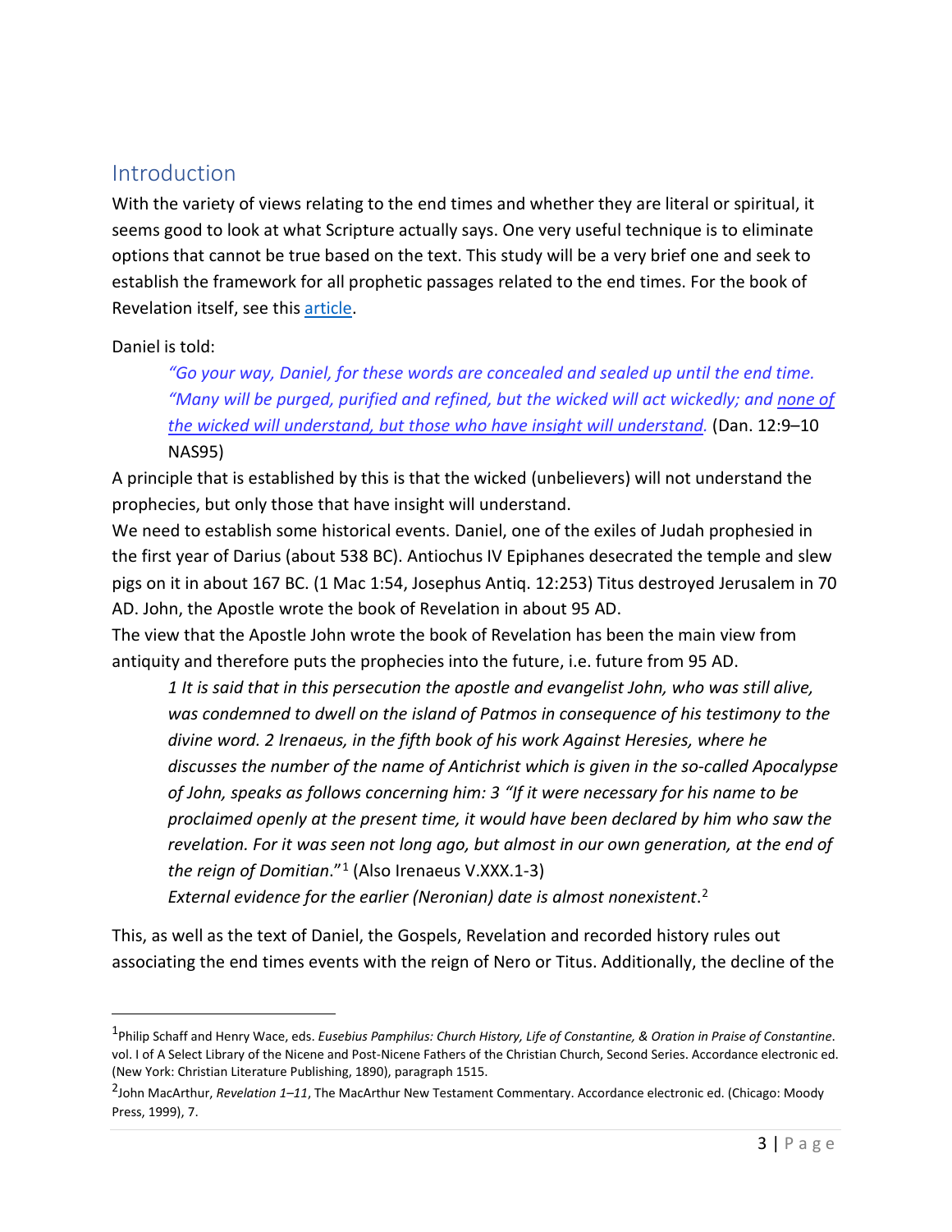## Introduction

With the variety of views relating to the end times and whether they are literal or spiritual, it seems good to look at what Scripture actually says. One very useful technique is to eliminate options that cannot be true based on the text. This study will be a very brief one and seek to establish the framework for all prophetic passages related to the end times. For the book of Revelation itself, see this article.

Daniel is told:

> *"Go your way, Daniel, for these words are concealed and sealed up until the end time. "Many will be purged, purified and refined, but the wicked will act wickedly; and <u>none of the wicked will understand, but those who have insight will understand.</u>* (Dan. 12:9–10 NAS95)

A principle that is established by this is that the wicked (unbelievers) will not understand the prophecies, but only those that have insight will understand.

We need to establish some historical events. Daniel, one of the exiles of Judah prophesied in the first year of Darius (about 538 BC). Antiochus IV Epiphanes desecrated the temple and slew pigs on it in about 167 BC. (1 Mac 1:54, Josephus Antiq. 12:253) Titus destroyed Jerusalem in 70 AD. John, the Apostle wrote the book of Revelation in about 95 AD.

The view that the Apostle John wrote the book of Revelation has been the main view from antiquity and therefore puts the prophecies into the future, i.e. future from 95 AD.

> *1 It is said that in this persecution the apostle and evangelist John, who was still alive, was condemned to dwell on the island of Patmos in consequence of his testimony to the divine word. 2 Irenaeus, in the fifth book of his work Against Heresies, where he discusses the number of the name of Antichrist which is given in the so-called Apocalypse of John, speaks as follows concerning him: 3 "If it were necessary for his name to be proclaimed openly at the present time, it would have been declared by him who saw the revelation. For it was seen not long ago, but almost in our own generation, at the end of the reign of Domitian."*[1] (Also Irenaeus V.XXX.1-3)
>
> *External evidence for the earlier (Neronian) date is almost nonexistent*.[2]

This, as well as the text of Daniel, the Gospels, Revelation and recorded history rules out associating the end times events with the reign of Nero or Titus. Additionally, the decline of the

---

[1] Philip Schaff and Henry Wace, eds. *Eusebius Pamphilus: Church History, Life of Constantine, & Oration in Praise of Constantine*. vol. I of A Select Library of the Nicene and Post-Nicene Fathers of the Christian Church, Second Series. Accordance electronic ed. (New York: Christian Literature Publishing, 1890), paragraph 1515.

[2] John MacArthur, *Revelation 1–11*, The MacArthur New Testament Commentary. Accordance electronic ed. (Chicago: Moody Press, 1999), 7.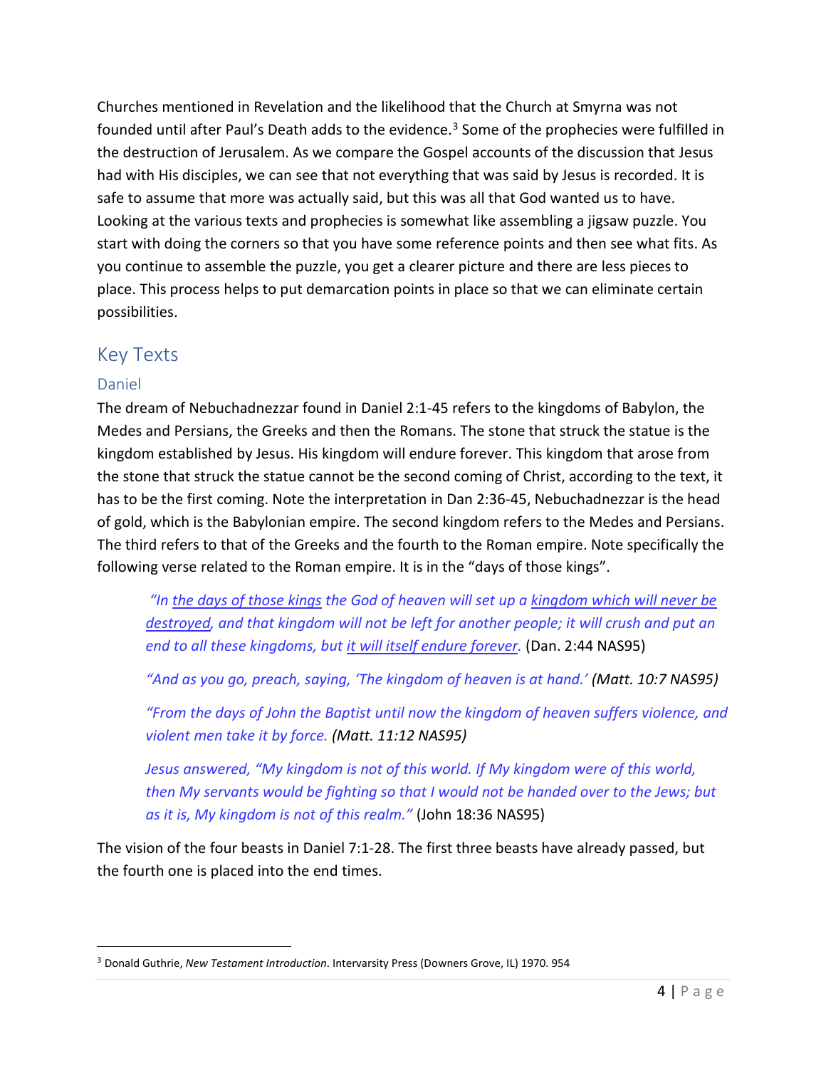Churches mentioned in Revelation and the likelihood that the Church at Smyrna was not founded until after Paul's Death adds to the evidence.[3] Some of the prophecies were fulfilled in the destruction of Jerusalem. As we compare the Gospel accounts of the discussion that Jesus had with His disciples, we can see that not everything that was said by Jesus is recorded. It is safe to assume that more was actually said, but this was all that God wanted us to have. Looking at the various texts and prophecies is somewhat like assembling a jigsaw puzzle. You start with doing the corners so that you have some reference points and then see what fits. As you continue to assemble the puzzle, you get a clearer picture and there are less pieces to place. This process helps to put demarcation points in place so that we can eliminate certain possibilities.

## Key Texts

### Daniel

The dream of Nebuchadnezzar found in Daniel 2:1-45 refers to the kingdoms of Babylon, the Medes and Persians, the Greeks and then the Romans. The stone that struck the statue is the kingdom established by Jesus. His kingdom will endure forever. This kingdom that arose from the stone that struck the statue cannot be the second coming of Christ, according to the text, it has to be the first coming. Note the interpretation in Dan 2:36-45, Nebuchadnezzar is the head of gold, which is the Babylonian empire. The second kingdom refers to the Medes and Persians. The third refers to that of the Greeks and the fourth to the Roman empire. Note specifically the following verse related to the Roman empire. It is in the "days of those kings".

> *"In <u>the days of those kings</u> the God of heaven will set up a <u>kingdom which will never be destroyed</u>, and that kingdom will not be left for another people; it will crush and put an end to all these kingdoms, but <u>it will itself endure forever</u>.* (Dan. 2:44 NAS95)

> *"And as you go, preach, saying, 'The kingdom of heaven is at hand.' (Matt. 10:7 NAS95)*

> *"From the days of John the Baptist until now the kingdom of heaven suffers violence, and violent men take it by force. (Matt. 11:12 NAS95)*

> *Jesus answered, "My kingdom is not of this world. If My kingdom were of this world, then My servants would be fighting so that I would not be handed over to the Jews; but as it is, My kingdom is not of this realm."* (John 18:36 NAS95)

The vision of the four beasts in Daniel 7:1-28. The first three beasts have already passed, but the fourth one is placed into the end times.

---

[3] Donald Guthrie, *New Testament Introduction*. Intervarsity Press (Downers Grove, IL) 1970. 954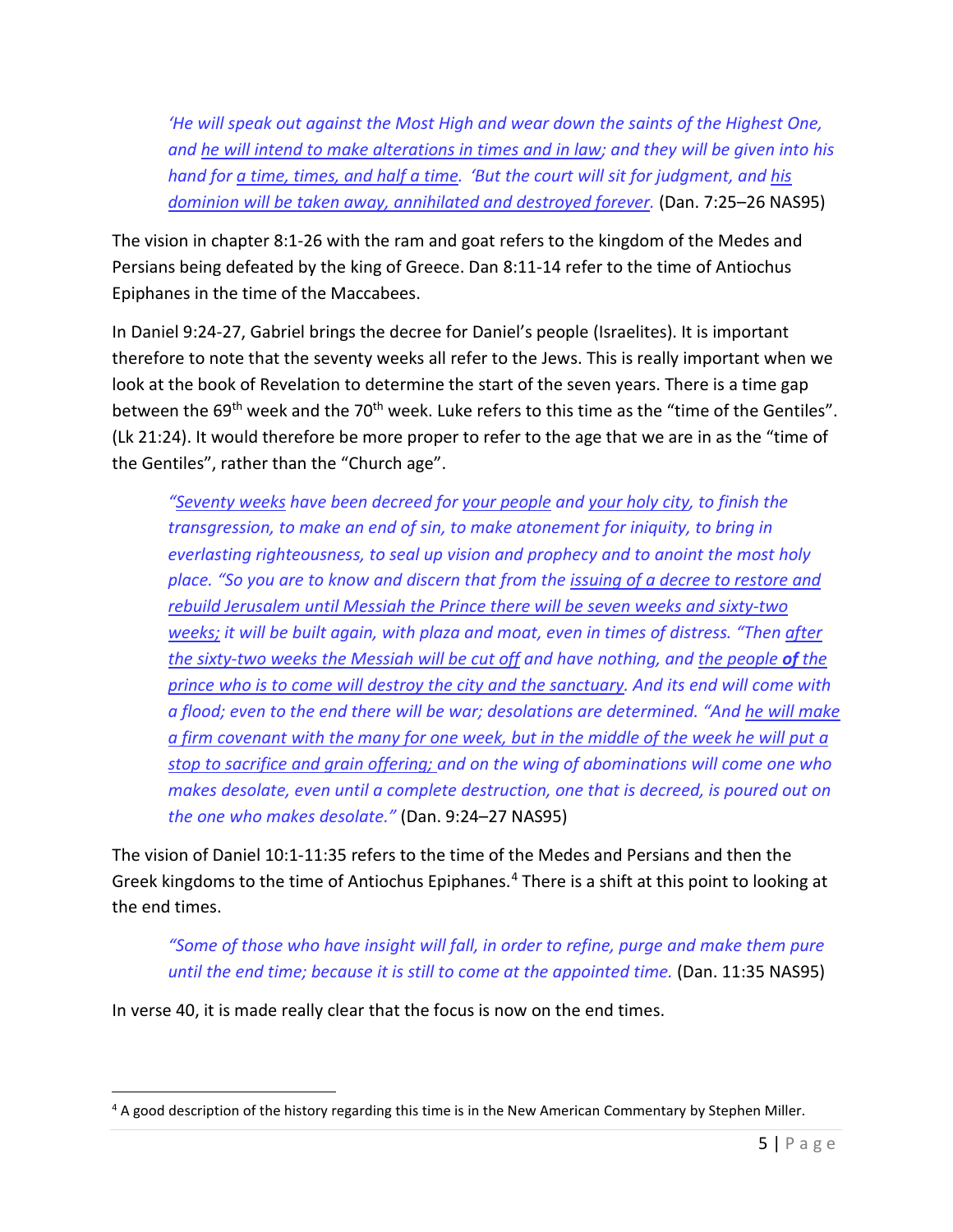> *'He will speak out against the Most High and wear down the saints of the Highest One, and he will intend to make alterations in times and in law; and they will be given into his hand for a time, times, and half a time. 'But the court will sit for judgment, and his dominion will be taken away, annihilated and destroyed forever.* (Dan. 7:25–26 NAS95)

The vision in chapter 8:1-26 with the ram and goat refers to the kingdom of the Medes and Persians being defeated by the king of Greece. Dan 8:11-14 refer to the time of Antiochus Epiphanes in the time of the Maccabees.

In Daniel 9:24-27, Gabriel brings the decree for Daniel's people (Israelites). It is important therefore to note that the seventy weeks all refer to the Jews. This is really important when we look at the book of Revelation to determine the start of the seven years. There is a time gap between the 69th week and the 70th week. Luke refers to this time as the "time of the Gentiles". (Lk 21:24). It would therefore be more proper to refer to the age that we are in as the "time of the Gentiles", rather than the "Church age".

> *"Seventy weeks have been decreed for your people and your holy city, to finish the transgression, to make an end of sin, to make atonement for iniquity, to bring in everlasting righteousness, to seal up vision and prophecy and to anoint the most holy place. "So you are to know and discern that from the issuing of a decree to restore and rebuild Jerusalem until Messiah the Prince there will be seven weeks and sixty-two weeks; it will be built again, with plaza and moat, even in times of distress. "Then after the sixty-two weeks the Messiah will be cut off and have nothing, and the people* ***of*** *the prince who is to come will destroy the city and the sanctuary. And its end will come with a flood; even to the end there will be war; desolations are determined. "And he will make a firm covenant with the many for one week, but in the middle of the week he will put a stop to sacrifice and grain offering; and on the wing of abominations will come one who makes desolate, even until a complete destruction, one that is decreed, is poured out on the one who makes desolate."* (Dan. 9:24–27 NAS95)

The vision of Daniel 10:1-11:35 refers to the time of the Medes and Persians and then the Greek kingdoms to the time of Antiochus Epiphanes.[4] There is a shift at this point to looking at the end times.

> *"Some of those who have insight will fall, in order to refine, purge and make them pure until the end time; because it is still to come at the appointed time.* (Dan. 11:35 NAS95)

In verse 40, it is made really clear that the focus is now on the end times.

[4] A good description of the history regarding this time is in the New American Commentary by Stephen Miller.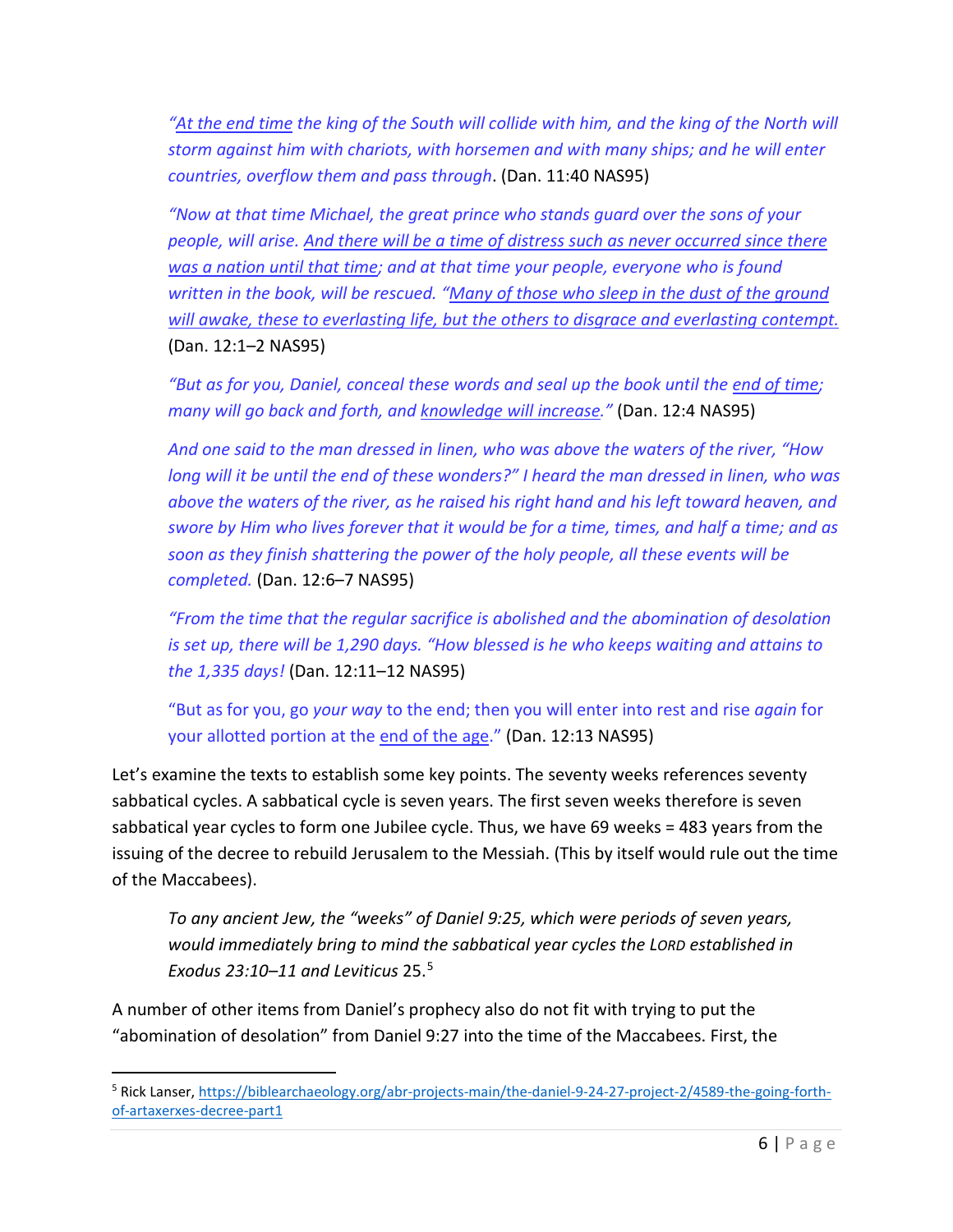> *"At the end time the king of the South will collide with him, and the king of the North will storm against him with chariots, with horsemen and with many ships; and he will enter countries, overflow them and pass through*. (Dan. 11:40 NAS95)

> *"Now at that time Michael, the great prince who stands guard over the sons of your people, will arise. And there will be a time of distress such as never occurred since there was a nation until that time; and at that time your people, everyone who is found written in the book, will be rescued. "Many of those who sleep in the dust of the ground will awake, these to everlasting life, but the others to disgrace and everlasting contempt.* (Dan. 12:1–2 NAS95)

> *"But as for you, Daniel, conceal these words and seal up the book until the end of time; many will go back and forth, and knowledge will increase."* (Dan. 12:4 NAS95)

> *And one said to the man dressed in linen, who was above the waters of the river, "How long will it be until the end of these wonders?" I heard the man dressed in linen, who was above the waters of the river, as he raised his right hand and his left toward heaven, and swore by Him who lives forever that it would be for a time, times, and half a time; and as soon as they finish shattering the power of the holy people, all these events will be completed.* (Dan. 12:6–7 NAS95)

> *"From the time that the regular sacrifice is abolished and the abomination of desolation is set up, there will be 1,290 days. "How blessed is he who keeps waiting and attains to the 1,335 days!* (Dan. 12:11–12 NAS95)

> "But as for you, go *your way* to the end; then you will enter into rest and rise *again* for your allotted portion at the end of the age." (Dan. 12:13 NAS95)

Let's examine the texts to establish some key points. The seventy weeks references seventy sabbatical cycles. A sabbatical cycle is seven years. The first seven weeks therefore is seven sabbatical year cycles to form one Jubilee cycle. Thus, we have 69 weeks = 483 years from the issuing of the decree to rebuild Jerusalem to the Messiah. (This by itself would rule out the time of the Maccabees).

> *To any ancient Jew, the "weeks" of Daniel 9:25, which were periods of seven years, would immediately bring to mind the sabbatical year cycles the LORD established in Exodus 23:10–11 and Leviticus* 25.[5]

A number of other items from Daniel's prophecy also do not fit with trying to put the "abomination of desolation" from Daniel 9:27 into the time of the Maccabees. First, the

---

[5] Rick Lanser, https://biblearchaeology.org/abr-projects-main/the-daniel-9-24-27-project-2/4589-the-going-forth-of-artaxerxes-decree-part1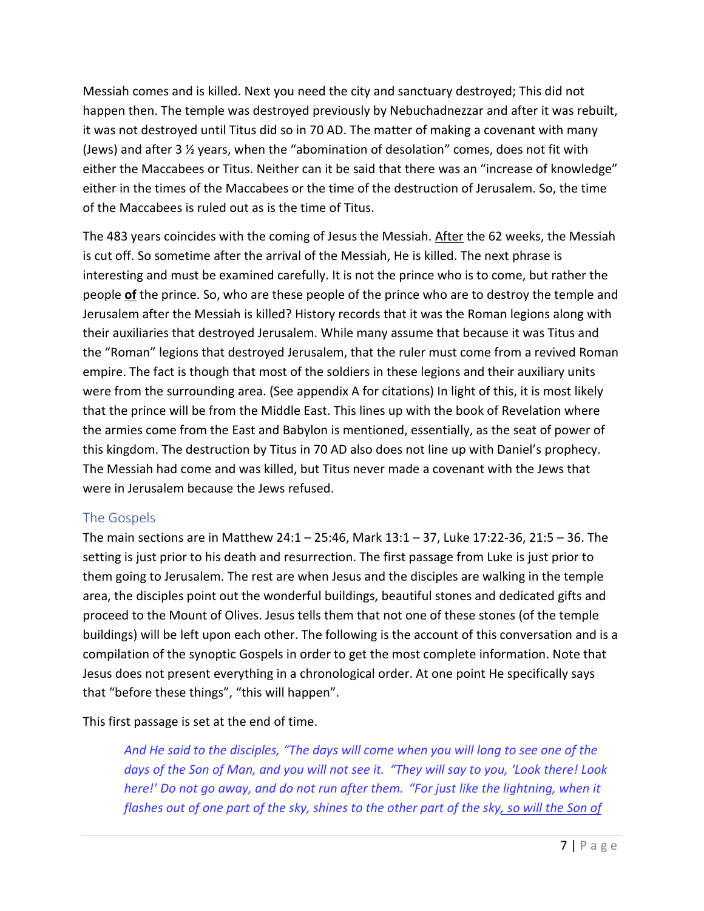Messiah comes and is killed. Next you need the city and sanctuary destroyed; This did not happen then. The temple was destroyed previously by Nebuchadnezzar and after it was rebuilt, it was not destroyed until Titus did so in 70 AD. The matter of making a covenant with many (Jews) and after 3 ½ years, when the "abomination of desolation" comes, does not fit with either the Maccabees or Titus. Neither can it be said that there was an "increase of knowledge" either in the times of the Maccabees or the time of the destruction of Jerusalem. So, the time of the Maccabees is ruled out as is the time of Titus.

The 483 years coincides with the coming of Jesus the Messiah. <u>After</u> the 62 weeks, the Messiah is cut off. So sometime after the arrival of the Messiah, He is killed. The next phrase is interesting and must be examined carefully. It is not the prince who is to come, but rather the people **<u>of</u>** the prince. So, who are these people of the prince who are to destroy the temple and Jerusalem after the Messiah is killed? History records that it was the Roman legions along with their auxiliaries that destroyed Jerusalem. While many assume that because it was Titus and the "Roman" legions that destroyed Jerusalem, that the ruler must come from a revived Roman empire. The fact is though that most of the soldiers in these legions and their auxiliary units were from the surrounding area. (See appendix A for citations) In light of this, it is most likely that the prince will be from the Middle East. This lines up with the book of Revelation where the armies come from the East and Babylon is mentioned, essentially, as the seat of power of this kingdom. The destruction by Titus in 70 AD also does not line up with Daniel's prophecy. The Messiah had come and was killed, but Titus never made a covenant with the Jews that were in Jerusalem because the Jews refused.

## The Gospels

The main sections are in Matthew 24:1 – 25:46, Mark 13:1 – 37, Luke 17:22-36, 21:5 – 36. The setting is just prior to his death and resurrection. The first passage from Luke is just prior to them going to Jerusalem. The rest are when Jesus and the disciples are walking in the temple area, the disciples point out the wonderful buildings, beautiful stones and dedicated gifts and proceed to the Mount of Olives. Jesus tells them that not one of these stones (of the temple buildings) will be left upon each other. The following is the account of this conversation and is a compilation of the synoptic Gospels in order to get the most complete information. Note that Jesus does not present everything in a chronological order. At one point He specifically says that "before these things", "this will happen".

This first passage is set at the end of time.

> *And He said to the disciples, "The days will come when you will long to see one of the days of the Son of Man, and you will not see it. "They will say to you, 'Look there! Look here!' Do not go away, and do not run after them. "For just like the lightning, when it flashes out of one part of the sky, shines to the other part of the sky<u>, so will the Son of</u>*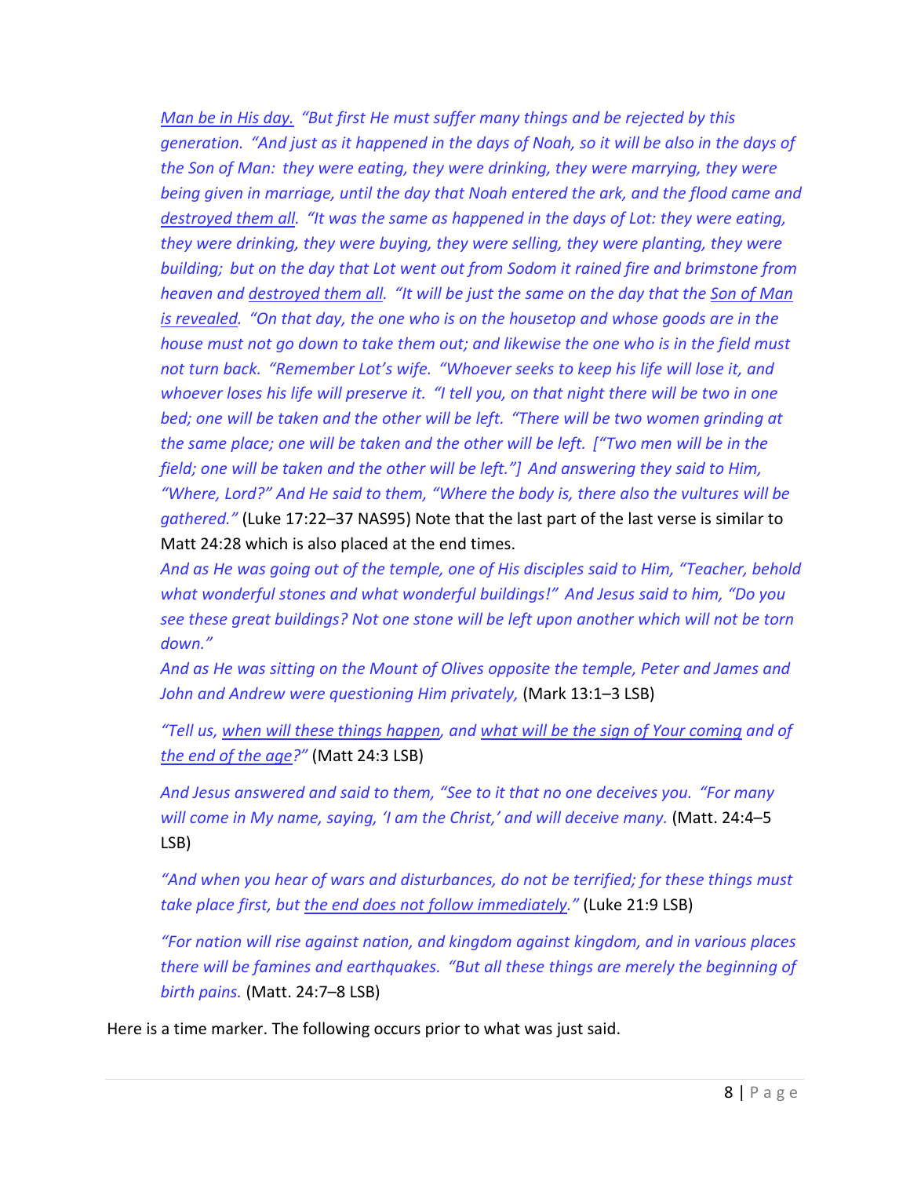*<u>Man be in His day.</u> "But first He must suffer many things and be rejected by this generation. "And just as it happened in the days of Noah, so it will be also in the days of the Son of Man: they were eating, they were drinking, they were marrying, they were being given in marriage, until the day that Noah entered the ark, and the flood came and <u>destroyed them all</u>. "It was the same as happened in the days of Lot: they were eating, they were drinking, they were buying, they were selling, they were planting, they were building; but on the day that Lot went out from Sodom it rained fire and brimstone from heaven and <u>destroyed them all</u>. "It will be just the same on the day that the <u>Son of Man is revealed</u>. "On that day, the one who is on the housetop and whose goods are in the house must not go down to take them out; and likewise the one who is in the field must not turn back. "Remember Lot's wife. "Whoever seeks to keep his life will lose it, and whoever loses his life will preserve it. "I tell you, on that night there will be two in one bed; one will be taken and the other will be left. "There will be two women grinding at the same place; one will be taken and the other will be left. ["Two men will be in the field; one will be taken and the other will be left."] And answering they said to Him, "Where, Lord?" And He said to them, "Where the body is, there also the vultures will be gathered."* (Luke 17:22–37 NAS95) Note that the last part of the last verse is similar to Matt 24:28 which is also placed at the end times.

*And as He was going out of the temple, one of His disciples said to Him, "Teacher, behold what wonderful stones and what wonderful buildings!" And Jesus said to him, "Do you see these great buildings? Not one stone will be left upon another which will not be torn down."*

*And as He was sitting on the Mount of Olives opposite the temple, Peter and James and John and Andrew were questioning Him privately,* (Mark 13:1–3 LSB)

*"Tell us, <u>when will these things happen</u>, and <u>what will be the sign of Your coming</u> and of <u>the end of the age</u>?"* (Matt 24:3 LSB)

*And Jesus answered and said to them, "See to it that no one deceives you. "For many will come in My name, saying, 'I am the Christ,' and will deceive many.* (Matt. 24:4–5 LSB)

*"And when you hear of wars and disturbances, do not be terrified; for these things must take place first, but <u>the end does not follow immediately</u>."* (Luke 21:9 LSB)

*"For nation will rise against nation, and kingdom against kingdom, and in various places there will be famines and earthquakes. "But all these things are merely the beginning of birth pains.* (Matt. 24:7–8 LSB)

Here is a time marker. The following occurs prior to what was just said.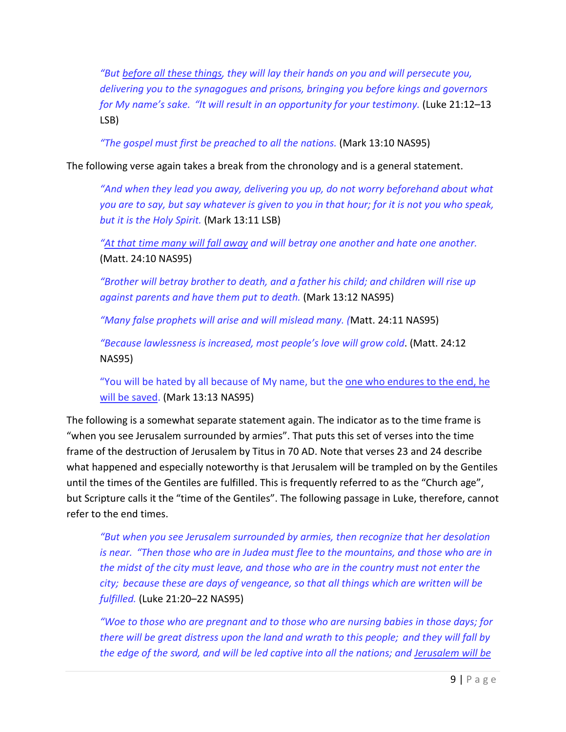> *"But <u>before all these things</u>, they will lay their hands on you and will persecute you, delivering you to the synagogues and prisons, bringing you before kings and governors for My name's sake. "It will result in an opportunity for your testimony.* (Luke 21:12–13 LSB)
>
> *"The gospel must first be preached to all the nations.* (Mark 13:10 NAS95)

The following verse again takes a break from the chronology and is a general statement.

> *"And when they lead you away, delivering you up, do not worry beforehand about what you are to say, but say whatever is given to you in that hour; for it is not you who speak, but it is the Holy Spirit.* (Mark 13:11 LSB)
>
> *"<u>At that time many will fall away</u> and will betray one another and hate one another.* (Matt. 24:10 NAS95)
>
> *"Brother will betray brother to death, and a father his child; and children will rise up against parents and have them put to death.* (Mark 13:12 NAS95)
>
> *"Many false prophets will arise and will mislead many. (*Matt. 24:11 NAS95)
>
> *"Because lawlessness is increased, most people's love will grow cold*. (Matt. 24:12 NAS95)
>
> "You will be hated by all because of My name, but the <u>one who endures to the end, he will be saved</u>. (Mark 13:13 NAS95)

The following is a somewhat separate statement again. The indicator as to the time frame is "when you see Jerusalem surrounded by armies". That puts this set of verses into the time frame of the destruction of Jerusalem by Titus in 70 AD. Note that verses 23 and 24 describe what happened and especially noteworthy is that Jerusalem will be trampled on by the Gentiles until the times of the Gentiles are fulfilled. This is frequently referred to as the "Church age", but Scripture calls it the "time of the Gentiles". The following passage in Luke, therefore, cannot refer to the end times.

> *"But when you see Jerusalem surrounded by armies, then recognize that her desolation is near. "Then those who are in Judea must flee to the mountains, and those who are in the midst of the city must leave, and those who are in the country must not enter the city; because these are days of vengeance, so that all things which are written will be fulfilled.* (Luke 21:20–22 NAS95)
>
> *"Woe to those who are pregnant and to those who are nursing babies in those days; for there will be great distress upon the land and wrath to this people; and they will fall by the edge of the sword, and will be led captive into all the nations; and <u>Jerusalem will be</u>*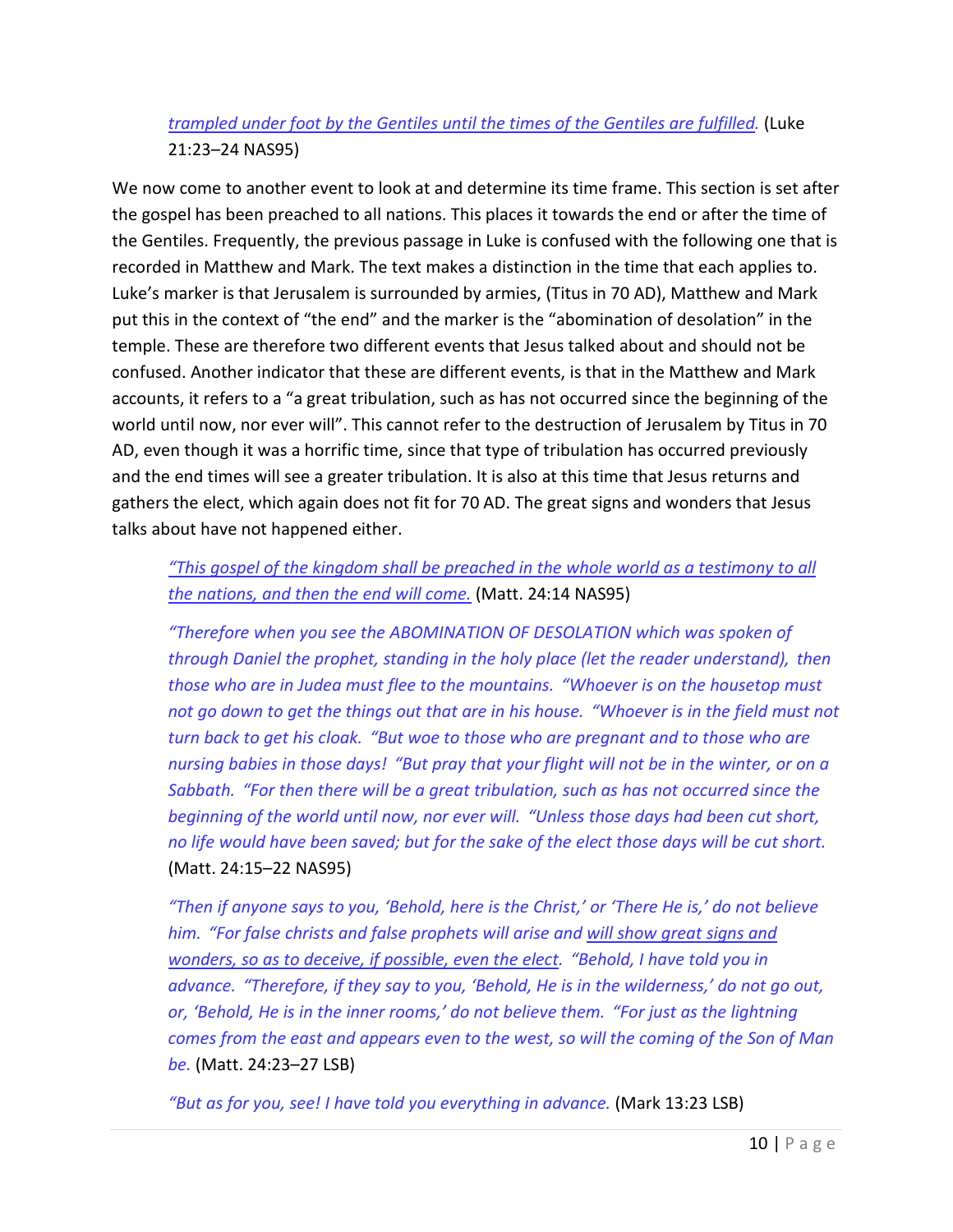*trampled under foot by the Gentiles until the times of the Gentiles are fulfilled.* (Luke 21:23–24 NAS95)

We now come to another event to look at and determine its time frame. This section is set after the gospel has been preached to all nations. This places it towards the end or after the time of the Gentiles. Frequently, the previous passage in Luke is confused with the following one that is recorded in Matthew and Mark. The text makes a distinction in the time that each applies to. Luke's marker is that Jerusalem is surrounded by armies, (Titus in 70 AD), Matthew and Mark put this in the context of "the end" and the marker is the "abomination of desolation" in the temple. These are therefore two different events that Jesus talked about and should not be confused. Another indicator that these are different events, is that in the Matthew and Mark accounts, it refers to a "a great tribulation, such as has not occurred since the beginning of the world until now, nor ever will". This cannot refer to the destruction of Jerusalem by Titus in 70 AD, even though it was a horrific time, since that type of tribulation has occurred previously and the end times will see a greater tribulation. It is also at this time that Jesus returns and gathers the elect, which again does not fit for 70 AD. The great signs and wonders that Jesus talks about have not happened either.

> *"This gospel of the kingdom shall be preached in the whole world as a testimony to all the nations, and then the end will come.* (Matt. 24:14 NAS95)
>
> *"Therefore when you see the ABOMINATION OF DESOLATION which was spoken of through Daniel the prophet, standing in the holy place (let the reader understand), then those who are in Judea must flee to the mountains. "Whoever is on the housetop must not go down to get the things out that are in his house. "Whoever is in the field must not turn back to get his cloak. "But woe to those who are pregnant and to those who are nursing babies in those days! "But pray that your flight will not be in the winter, or on a Sabbath. "For then there will be a great tribulation, such as has not occurred since the beginning of the world until now, nor ever will. "Unless those days had been cut short, no life would have been saved; but for the sake of the elect those days will be cut short.* (Matt. 24:15–22 NAS95)
>
> *"Then if anyone says to you, 'Behold, here is the Christ,' or 'There He is,' do not believe him. "For false christs and false prophets will arise and will show great signs and wonders, so as to deceive, if possible, even the elect. "Behold, I have told you in advance. "Therefore, if they say to you, 'Behold, He is in the wilderness,' do not go out, or, 'Behold, He is in the inner rooms,' do not believe them. "For just as the lightning comes from the east and appears even to the west, so will the coming of the Son of Man be.* (Matt. 24:23–27 LSB)
>
> *"But as for you, see! I have told you everything in advance.* (Mark 13:23 LSB)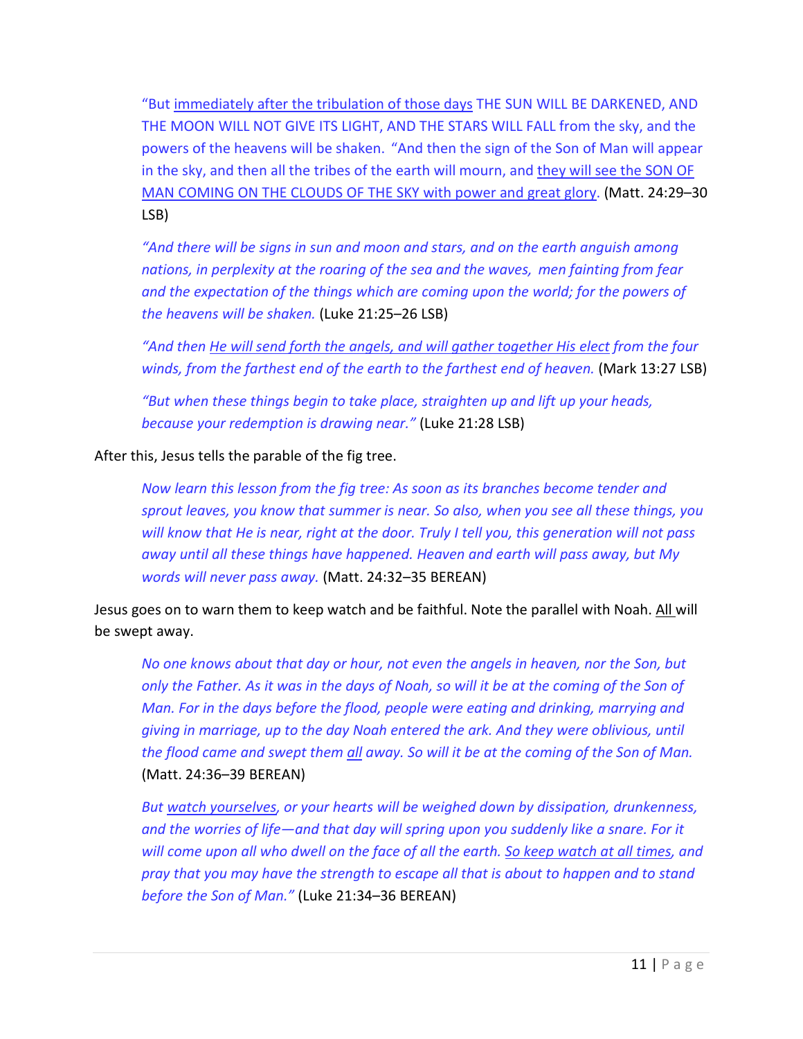> "But <u>immediately after the tribulation of those days</u> THE SUN WILL BE DARKENED, AND THE MOON WILL NOT GIVE ITS LIGHT, AND THE STARS WILL FALL from the sky, and the powers of the heavens will be shaken. "And then the sign of the Son of Man will appear in the sky, and then all the tribes of the earth will mourn, and <u>they will see the SON OF MAN COMING ON THE CLOUDS OF THE SKY with power and great glory</u>. (Matt. 24:29–30 LSB)

> *"And there will be signs in sun and moon and stars, and on the earth anguish among nations, in perplexity at the roaring of the sea and the waves, men fainting from fear and the expectation of the things which are coming upon the world; for the powers of the heavens will be shaken.* (Luke 21:25–26 LSB)

> *"And then <u>He will send forth the angels, and will gather together His elect</u> from the four winds, from the farthest end of the earth to the farthest end of heaven.* (Mark 13:27 LSB)

> *"But when these things begin to take place, straighten up and lift up your heads, because your redemption is drawing near."* (Luke 21:28 LSB)

After this, Jesus tells the parable of the fig tree.

> *Now learn this lesson from the fig tree: As soon as its branches become tender and sprout leaves, you know that summer is near. So also, when you see all these things, you will know that He is near, right at the door. Truly I tell you, this generation will not pass away until all these things have happened. Heaven and earth will pass away, but My words will never pass away.* (Matt. 24:32–35 BEREAN)

Jesus goes on to warn them to keep watch and be faithful. Note the parallel with Noah. <u>All</u> will be swept away.

> *No one knows about that day or hour, not even the angels in heaven, nor the Son, but only the Father. As it was in the days of Noah, so will it be at the coming of the Son of Man. For in the days before the flood, people were eating and drinking, marrying and giving in marriage, up to the day Noah entered the ark. And they were oblivious, until the flood came and swept them <u>all</u> away. So will it be at the coming of the Son of Man.* (Matt. 24:36–39 BEREAN)

> *But <u>watch yourselves</u>, or your hearts will be weighed down by dissipation, drunkenness, and the worries of life—and that day will spring upon you suddenly like a snare. For it will come upon all who dwell on the face of all the earth. <u>So keep watch at all times</u>, and pray that you may have the strength to escape all that is about to happen and to stand before the Son of Man."* (Luke 21:34–36 BEREAN)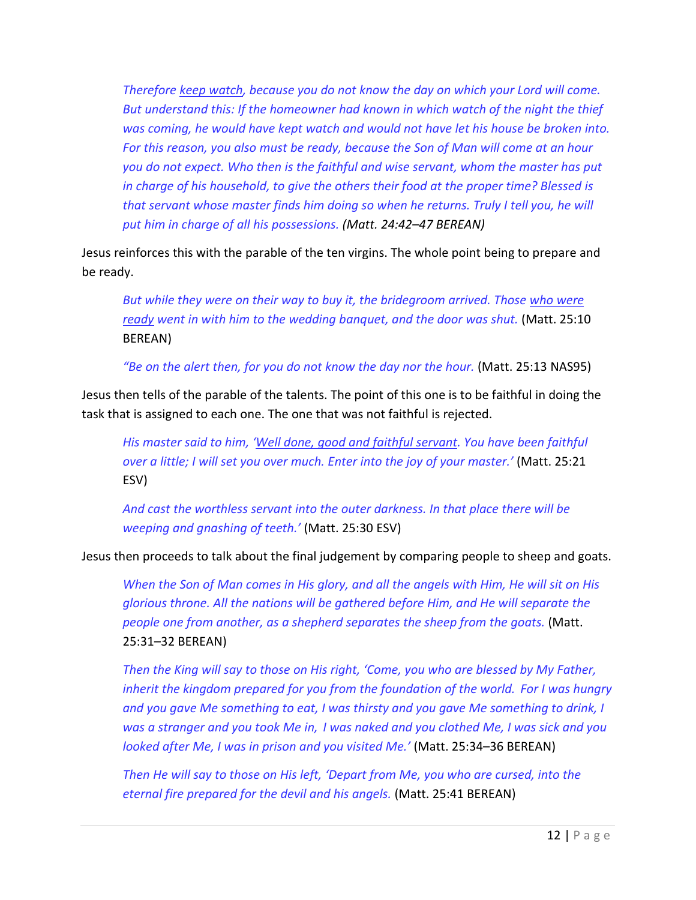> *Therefore keep watch, because you do not know the day on which your Lord will come. But understand this: If the homeowner had known in which watch of the night the thief was coming, he would have kept watch and would not have let his house be broken into. For this reason, you also must be ready, because the Son of Man will come at an hour you do not expect. Who then is the faithful and wise servant, whom the master has put in charge of his household, to give the others their food at the proper time? Blessed is that servant whose master finds him doing so when he returns. Truly I tell you, he will put him in charge of all his possessions. (Matt. 24:42–47 BEREAN)*

Jesus reinforces this with the parable of the ten virgins. The whole point being to prepare and be ready.

> *But while they were on their way to buy it, the bridegroom arrived. Those who were ready went in with him to the wedding banquet, and the door was shut.* (Matt. 25:10 BEREAN)

> *"Be on the alert then, for you do not know the day nor the hour.* (Matt. 25:13 NAS95)

Jesus then tells of the parable of the talents. The point of this one is to be faithful in doing the task that is assigned to each one. The one that was not faithful is rejected.

> *His master said to him, 'Well done, good and faithful servant. You have been faithful over a little; I will set you over much. Enter into the joy of your master.'* (Matt. 25:21 ESV)

> *And cast the worthless servant into the outer darkness. In that place there will be weeping and gnashing of teeth.'* (Matt. 25:30 ESV)

Jesus then proceeds to talk about the final judgement by comparing people to sheep and goats.

> *When the Son of Man comes in His glory, and all the angels with Him, He will sit on His glorious throne. All the nations will be gathered before Him, and He will separate the people one from another, as a shepherd separates the sheep from the goats.* (Matt. 25:31–32 BEREAN)

> *Then the King will say to those on His right, 'Come, you who are blessed by My Father, inherit the kingdom prepared for you from the foundation of the world. For I was hungry and you gave Me something to eat, I was thirsty and you gave Me something to drink, I was a stranger and you took Me in, I was naked and you clothed Me, I was sick and you looked after Me, I was in prison and you visited Me.'* (Matt. 25:34–36 BEREAN)

> *Then He will say to those on His left, 'Depart from Me, you who are cursed, into the eternal fire prepared for the devil and his angels.* (Matt. 25:41 BEREAN)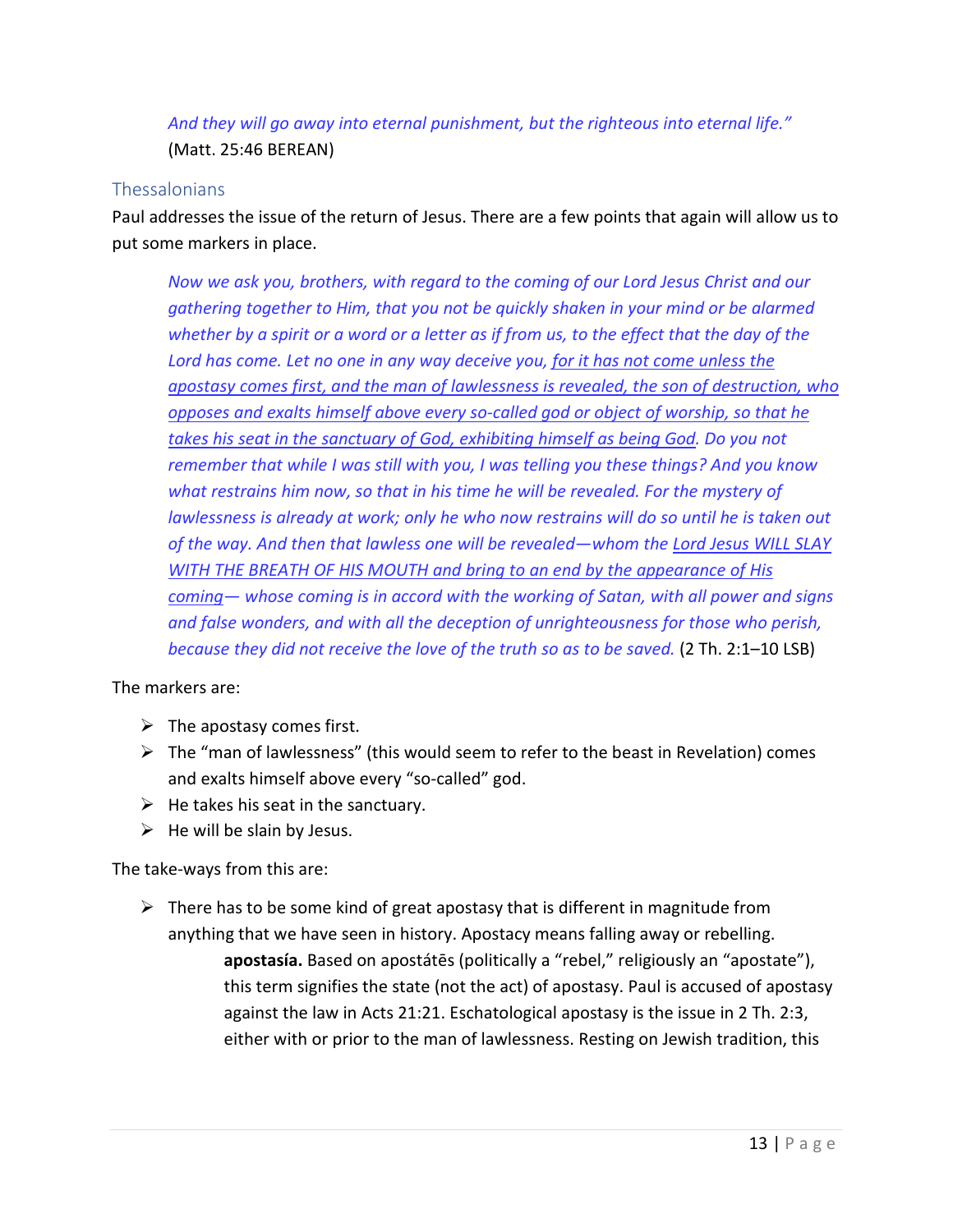> *And they will go away into eternal punishment, but the righteous into eternal life."* (Matt. 25:46 BEREAN)

## Thessalonians

Paul addresses the issue of the return of Jesus. There are a few points that again will allow us to put some markers in place.

> *Now we ask you, brothers, with regard to the coming of our Lord Jesus Christ and our gathering together to Him, that you not be quickly shaken in your mind or be alarmed whether by a spirit or a word or a letter as if from us, to the effect that the day of the Lord has come. Let no one in any way deceive you, <u>for it has not come unless the apostasy comes first, and the man of lawlessness is revealed, the son of destruction, who opposes and exalts himself above every so-called god or object of worship, so that he takes his seat in the sanctuary of God, exhibiting himself as being God</u>. Do you not remember that while I was still with you, I was telling you these things? And you know what restrains him now, so that in his time he will be revealed. For the mystery of lawlessness is already at work; only he who now restrains will do so until he is taken out of the way. And then that lawless one will be revealed—whom the <u>Lord Jesus WILL SLAY WITH THE BREATH OF HIS MOUTH and bring to an end by the appearance of His coming</u>— whose coming is in accord with the working of Satan, with all power and signs and false wonders, and with all the deception of unrighteousness for those who perish, because they did not receive the love of the truth so as to be saved.* (2 Th. 2:1–10 LSB)

The markers are:

- The apostasy comes first.
- The "man of lawlessness" (this would seem to refer to the beast in Revelation) comes and exalts himself above every "so-called" god.
- He takes his seat in the sanctuary.
- He will be slain by Jesus.

The take-ways from this are:

- There has to be some kind of great apostasy that is different in magnitude from anything that we have seen in history. Apostacy means falling away or rebelling.

> **apostasía.** Based on apostátēs (politically a "rebel," religiously an "apostate"), this term signifies the state (not the act) of apostasy. Paul is accused of apostasy against the law in Acts 21:21. Eschatological apostasy is the issue in 2 Th. 2:3, either with or prior to the man of lawlessness. Resting on Jewish tradition, this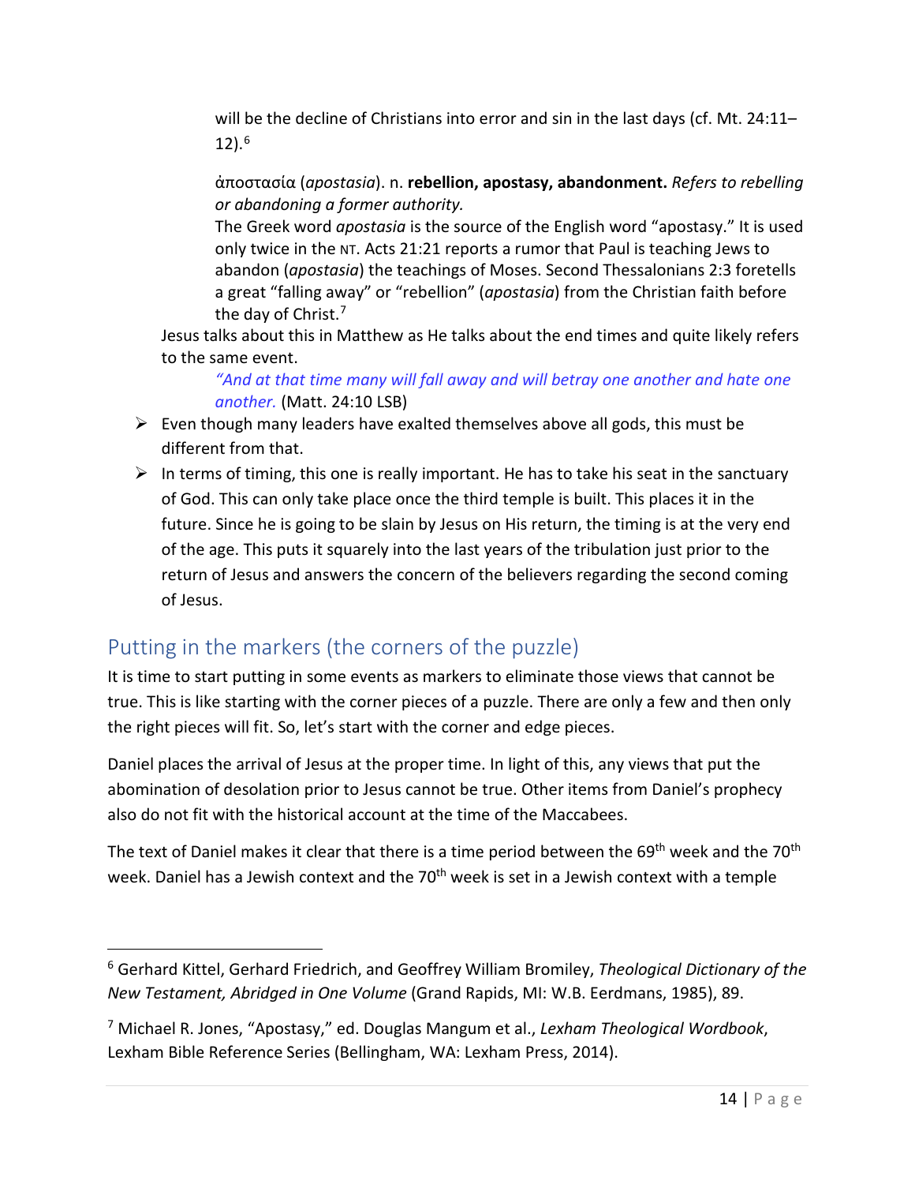> will be the decline of Christians into error and sin in the last days (cf. Mt. 24:11–12).[6]
>
> ἀποστασία (*apostasia*). n. **rebellion, apostasy, abandonment.** *Refers to rebelling or abandoning a former authority.*
> The Greek word *apostasia* is the source of the English word "apostasy." It is used only twice in the NT. Acts 21:21 reports a rumor that Paul is teaching Jews to abandon (*apostasia*) the teachings of Moses. Second Thessalonians 2:3 foretells a great "falling away" or "rebellion" (*apostasia*) from the Christian faith before the day of Christ.[7]

Jesus talks about this in Matthew as He talks about the end times and quite likely refers to the same event.

> *"And at that time many will fall away and will betray one another and hate one another.* (Matt. 24:10 LSB)

- Even though many leaders have exalted themselves above all gods, this must be different from that.
- In terms of timing, this one is really important. He has to take his seat in the sanctuary of God. This can only take place once the third temple is built. This places it in the future. Since he is going to be slain by Jesus on His return, the timing is at the very end of the age. This puts it squarely into the last years of the tribulation just prior to the return of Jesus and answers the concern of the believers regarding the second coming of Jesus.

## Putting in the markers (the corners of the puzzle)

It is time to start putting in some events as markers to eliminate those views that cannot be true. This is like starting with the corner pieces of a puzzle. There are only a few and then only the right pieces will fit. So, let's start with the corner and edge pieces.

Daniel places the arrival of Jesus at the proper time. In light of this, any views that put the abomination of desolation prior to Jesus cannot be true. Other items from Daniel's prophecy also do not fit with the historical account at the time of the Maccabees.

The text of Daniel makes it clear that there is a time period between the 69th week and the 70th week. Daniel has a Jewish context and the 70th week is set in a Jewish context with a temple

---

[6] Gerhard Kittel, Gerhard Friedrich, and Geoffrey William Bromiley, *Theological Dictionary of the New Testament, Abridged in One Volume* (Grand Rapids, MI: W.B. Eerdmans, 1985), 89.

[7] Michael R. Jones, "Apostasy," ed. Douglas Mangum et al., *Lexham Theological Wordbook*, Lexham Bible Reference Series (Bellingham, WA: Lexham Press, 2014).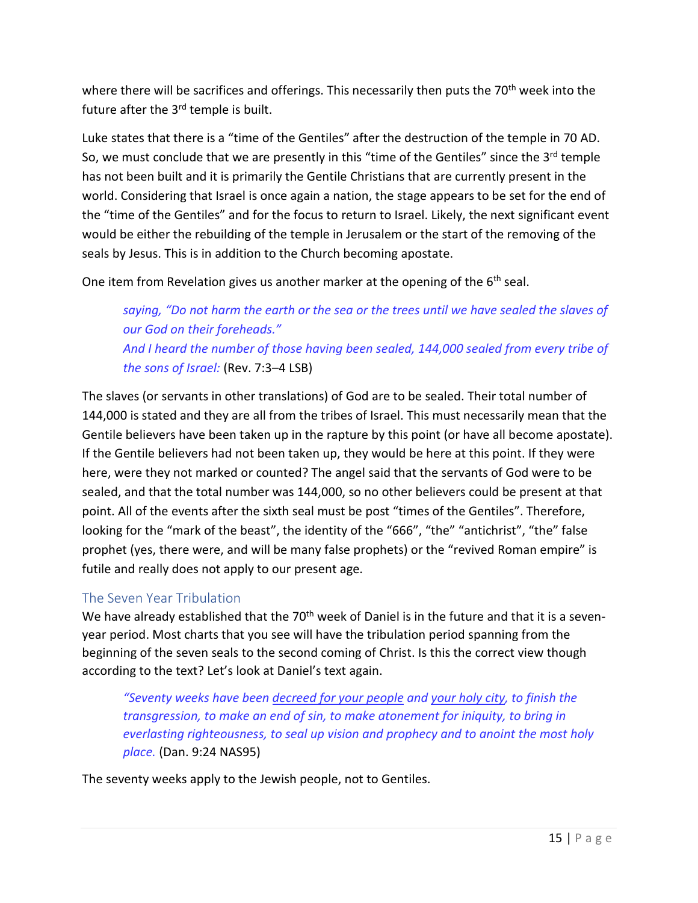where there will be sacrifices and offerings. This necessarily then puts the 70th week into the future after the 3rd temple is built.

Luke states that there is a "time of the Gentiles" after the destruction of the temple in 70 AD. So, we must conclude that we are presently in this "time of the Gentiles" since the 3rd temple has not been built and it is primarily the Gentile Christians that are currently present in the world. Considering that Israel is once again a nation, the stage appears to be set for the end of the "time of the Gentiles" and for the focus to return to Israel. Likely, the next significant event would be either the rebuilding of the temple in Jerusalem or the start of the removing of the seals by Jesus. This is in addition to the Church becoming apostate.

One item from Revelation gives us another marker at the opening of the 6th seal.

> *saying, "Do not harm the earth or the sea or the trees until we have sealed the slaves of our God on their foreheads."*
> *And I heard the number of those having been sealed, 144,000 sealed from every tribe of the sons of Israel:* (Rev. 7:3–4 LSB)

The slaves (or servants in other translations) of God are to be sealed. Their total number of 144,000 is stated and they are all from the tribes of Israel. This must necessarily mean that the Gentile believers have been taken up in the rapture by this point (or have all become apostate). If the Gentile believers had not been taken up, they would be here at this point. If they were here, were they not marked or counted? The angel said that the servants of God were to be sealed, and that the total number was 144,000, so no other believers could be present at that point. All of the events after the sixth seal must be post "times of the Gentiles". Therefore, looking for the "mark of the beast", the identity of the "666", "the" "antichrist", "the" false prophet (yes, there were, and will be many false prophets) or the "revived Roman empire" is futile and really does not apply to our present age.

## The Seven Year Tribulation

We have already established that the 70th week of Daniel is in the future and that it is a seven-year period. Most charts that you see will have the tribulation period spanning from the beginning of the seven seals to the second coming of Christ. Is this the correct view though according to the text? Let's look at Daniel's text again.

> *"Seventy weeks have been <u>decreed for your people</u> and <u>your holy city</u>, to finish the transgression, to make an end of sin, to make atonement for iniquity, to bring in everlasting righteousness, to seal up vision and prophecy and to anoint the most holy place.* (Dan. 9:24 NAS95)

The seventy weeks apply to the Jewish people, not to Gentiles.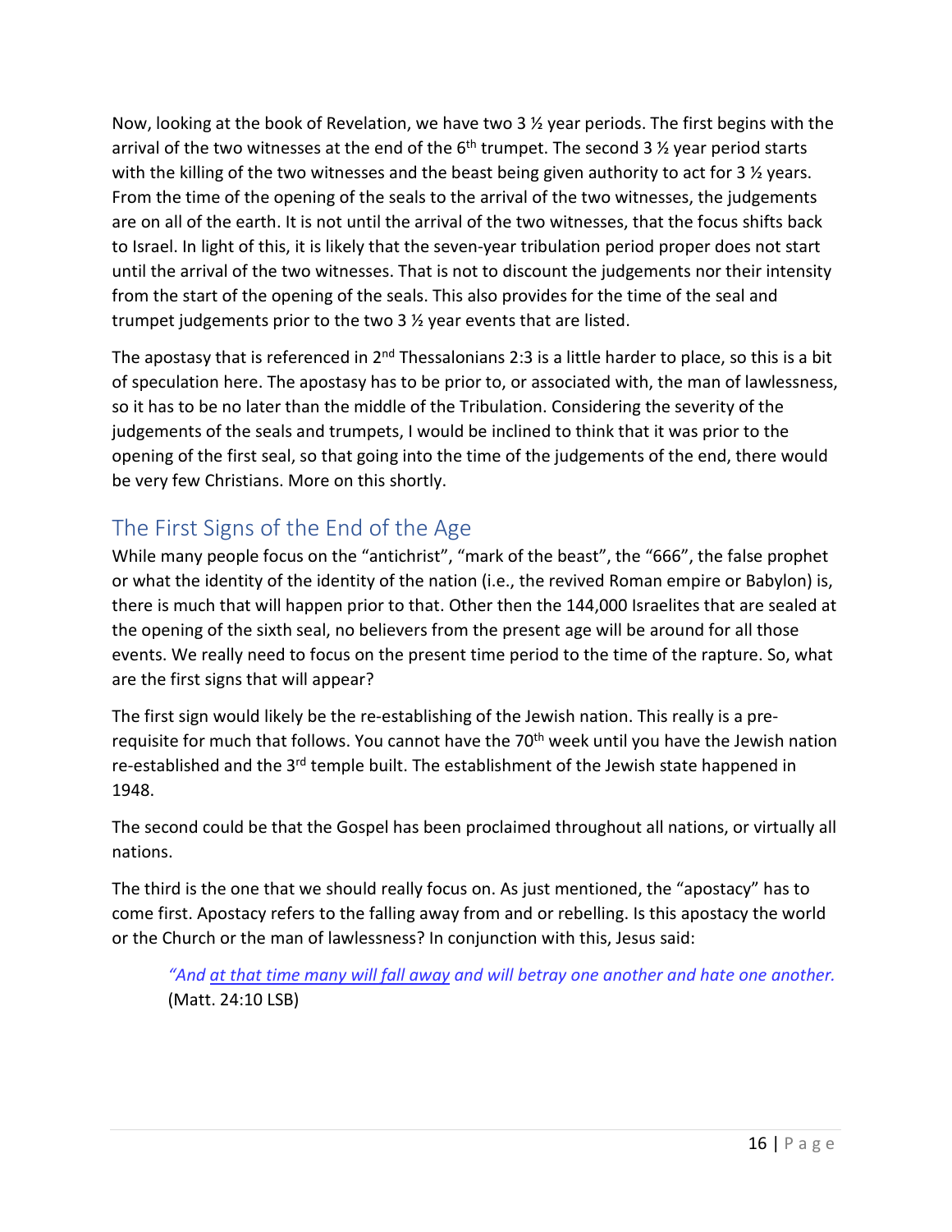Now, looking at the book of Revelation, we have two 3 ½ year periods. The first begins with the arrival of the two witnesses at the end of the 6th trumpet. The second 3 ½ year period starts with the killing of the two witnesses and the beast being given authority to act for 3 ½ years. From the time of the opening of the seals to the arrival of the two witnesses, the judgements are on all of the earth. It is not until the arrival of the two witnesses, that the focus shifts back to Israel. In light of this, it is likely that the seven-year tribulation period proper does not start until the arrival of the two witnesses. That is not to discount the judgements nor their intensity from the start of the opening of the seals. This also provides for the time of the seal and trumpet judgements prior to the two 3 ½ year events that are listed.

The apostasy that is referenced in 2nd Thessalonians 2:3 is a little harder to place, so this is a bit of speculation here. The apostasy has to be prior to, or associated with, the man of lawlessness, so it has to be no later than the middle of the Tribulation. Considering the severity of the judgements of the seals and trumpets, I would be inclined to think that it was prior to the opening of the first seal, so that going into the time of the judgements of the end, there would be very few Christians. More on this shortly.

## The First Signs of the End of the Age

While many people focus on the "antichrist", "mark of the beast", the "666", the false prophet or what the identity of the identity of the nation (i.e., the revived Roman empire or Babylon) is, there is much that will happen prior to that. Other then the 144,000 Israelites that are sealed at the opening of the sixth seal, no believers from the present age will be around for all those events. We really need to focus on the present time period to the time of the rapture. So, what are the first signs that will appear?

The first sign would likely be the re-establishing of the Jewish nation. This really is a pre-requisite for much that follows. You cannot have the 70th week until you have the Jewish nation re-established and the 3rd temple built. The establishment of the Jewish state happened in 1948.

The second could be that the Gospel has been proclaimed throughout all nations, or virtually all nations.

The third is the one that we should really focus on. As just mentioned, the "apostacy" has to come first. Apostacy refers to the falling away from and or rebelling. Is this apostacy the world or the Church or the man of lawlessness? In conjunction with this, Jesus said:

> *"And at that time many will fall away and will betray one another and hate one another.* (Matt. 24:10 LSB)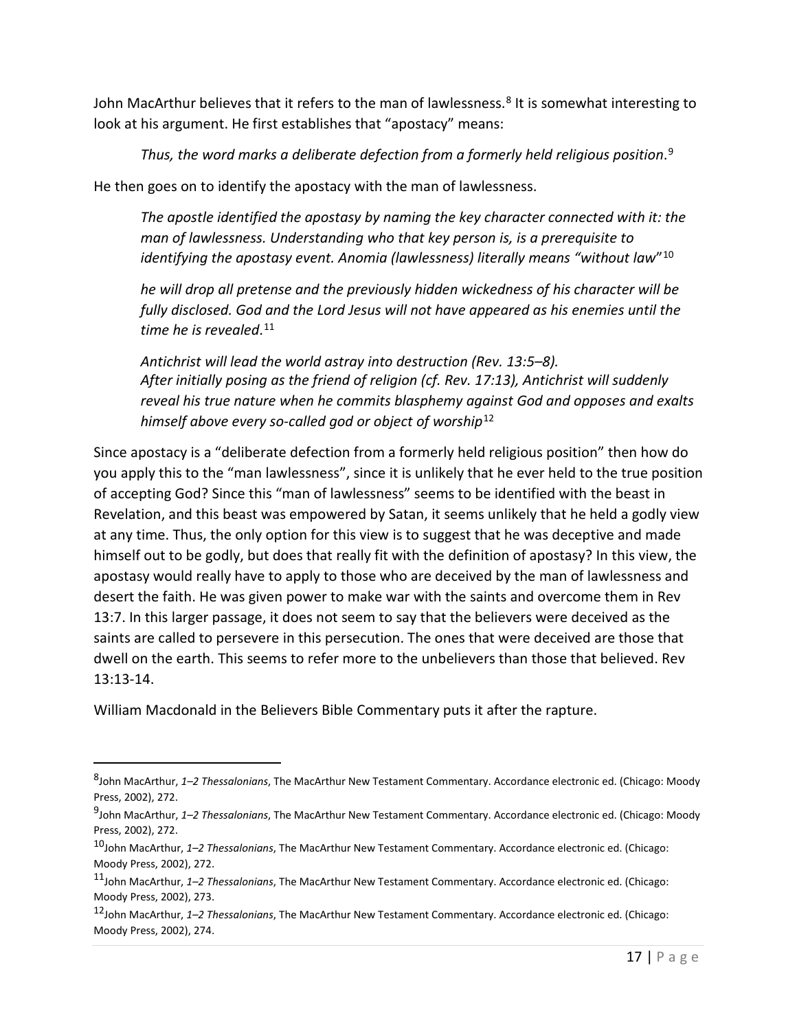John MacArthur believes that it refers to the man of lawlessness.[8] It is somewhat interesting to look at his argument. He first establishes that "apostacy" means:

> *Thus, the word marks a deliberate defection from a formerly held religious position*.[9]

He then goes on to identify the apostacy with the man of lawlessness.

> *The apostle identified the apostasy by naming the key character connected with it: the man of lawlessness. Understanding who that key person is, is a prerequisite to identifying the apostasy event. Anomia (lawlessness) literally means "without law"*[10]
>
> *he will drop all pretense and the previously hidden wickedness of his character will be fully disclosed. God and the Lord Jesus will not have appeared as his enemies until the time he is revealed*.[11]
>
> *Antichrist will lead the world astray into destruction (Rev. 13:5–8). After initially posing as the friend of religion (cf. Rev. 17:13), Antichrist will suddenly reveal his true nature when he commits blasphemy against God and opposes and exalts himself above every so-called god or object of worship*[12]

Since apostacy is a "deliberate defection from a formerly held religious position" then how do you apply this to the "man lawlessness", since it is unlikely that he ever held to the true position of accepting God? Since this "man of lawlessness" seems to be identified with the beast in Revelation, and this beast was empowered by Satan, it seems unlikely that he held a godly view at any time. Thus, the only option for this view is to suggest that he was deceptive and made himself out to be godly, but does that really fit with the definition of apostasy? In this view, the apostasy would really have to apply to those who are deceived by the man of lawlessness and desert the faith. He was given power to make war with the saints and overcome them in Rev 13:7. In this larger passage, it does not seem to say that the believers were deceived as the saints are called to persevere in this persecution. The ones that were deceived are those that dwell on the earth. This seems to refer more to the unbelievers than those that believed. Rev 13:13-14.

William Macdonald in the Believers Bible Commentary puts it after the rapture.

---

[8] John MacArthur, *1–2 Thessalonians*, The MacArthur New Testament Commentary. Accordance electronic ed. (Chicago: Moody Press, 2002), 272.

[9] John MacArthur, *1–2 Thessalonians*, The MacArthur New Testament Commentary. Accordance electronic ed. (Chicago: Moody Press, 2002), 272.

[10] John MacArthur, *1–2 Thessalonians*, The MacArthur New Testament Commentary. Accordance electronic ed. (Chicago: Moody Press, 2002), 272.

[11] John MacArthur, *1–2 Thessalonians*, The MacArthur New Testament Commentary. Accordance electronic ed. (Chicago: Moody Press, 2002), 273.

[12] John MacArthur, *1–2 Thessalonians*, The MacArthur New Testament Commentary. Accordance electronic ed. (Chicago: Moody Press, 2002), 274.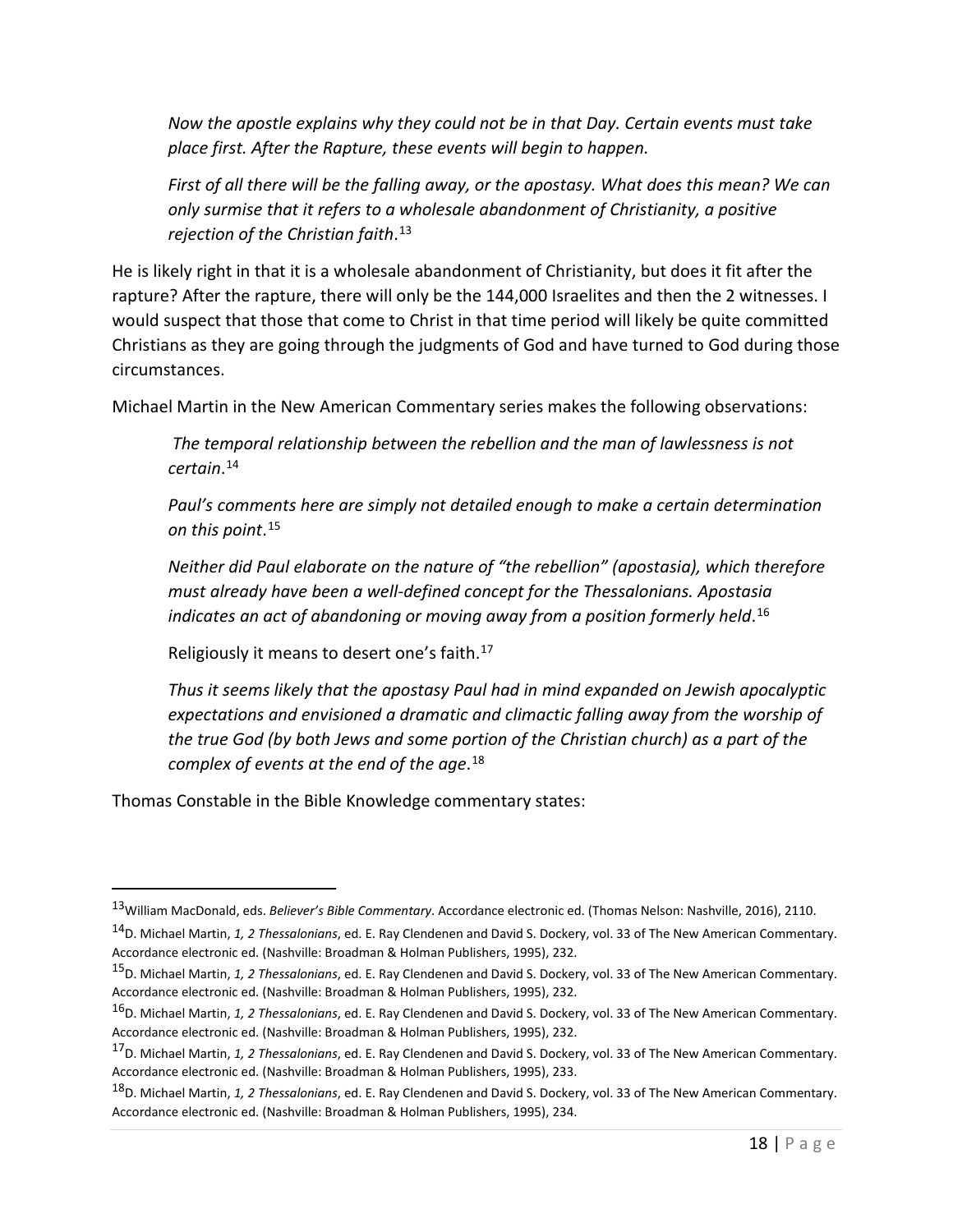> *Now the apostle explains why they could not be in that Day. Certain events must take place first. After the Rapture, these events will begin to happen.*
>
> *First of all there will be the falling away, or the apostasy. What does this mean? We can only surmise that it refers to a wholesale abandonment of Christianity, a positive rejection of the Christian faith*.[13]

He is likely right in that it is a wholesale abandonment of Christianity, but does it fit after the rapture? After the rapture, there will only be the 144,000 Israelites and then the 2 witnesses. I would suspect that those that come to Christ in that time period will likely be quite committed Christians as they are going through the judgments of God and have turned to God during those circumstances.

Michael Martin in the New American Commentary series makes the following observations:

> *The temporal relationship between the rebellion and the man of lawlessness is not certain*.[14]
>
> *Paul's comments here are simply not detailed enough to make a certain determination on this point*.[15]
>
> *Neither did Paul elaborate on the nature of "the rebellion" (apostasia), which therefore must already have been a well-defined concept for the Thessalonians. Apostasia indicates an act of abandoning or moving away from a position formerly held*.[16]
>
> Religiously it means to desert one's faith.[17]
>
> *Thus it seems likely that the apostasy Paul had in mind expanded on Jewish apocalyptic expectations and envisioned a dramatic and climactic falling away from the worship of the true God (by both Jews and some portion of the Christian church) as a part of the complex of events at the end of the age*.[18]

Thomas Constable in the Bible Knowledge commentary states:

---

[13] William MacDonald, eds. *Believer's Bible Commentary*. Accordance electronic ed. (Thomas Nelson: Nashville, 2016), 2110.

[14] D. Michael Martin, *1, 2 Thessalonians*, ed. E. Ray Clendenen and David S. Dockery, vol. 33 of The New American Commentary. Accordance electronic ed. (Nashville: Broadman & Holman Publishers, 1995), 232.

[15] D. Michael Martin, *1, 2 Thessalonians*, ed. E. Ray Clendenen and David S. Dockery, vol. 33 of The New American Commentary. Accordance electronic ed. (Nashville: Broadman & Holman Publishers, 1995), 232.

[16] D. Michael Martin, *1, 2 Thessalonians*, ed. E. Ray Clendenen and David S. Dockery, vol. 33 of The New American Commentary. Accordance electronic ed. (Nashville: Broadman & Holman Publishers, 1995), 232.

[17] D. Michael Martin, *1, 2 Thessalonians*, ed. E. Ray Clendenen and David S. Dockery, vol. 33 of The New American Commentary. Accordance electronic ed. (Nashville: Broadman & Holman Publishers, 1995), 233.

[18] D. Michael Martin, *1, 2 Thessalonians*, ed. E. Ray Clendenen and David S. Dockery, vol. 33 of The New American Commentary. Accordance electronic ed. (Nashville: Broadman & Holman Publishers, 1995), 234.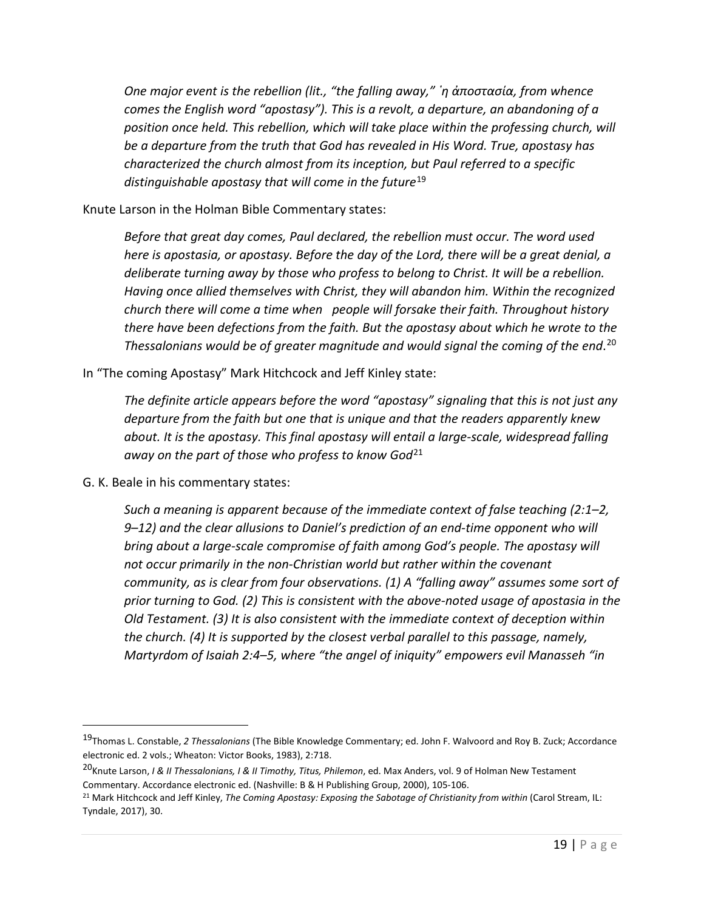*One major event is the rebellion (lit., "the falling away," ˈη ἀποστασία, from whence comes the English word "apostasy"). This is a revolt, a departure, an abandoning of a position once held. This rebellion, which will take place within the professing church, will be a departure from the truth that God has revealed in His Word. True, apostasy has characterized the church almost from its inception, but Paul referred to a specific distinguishable apostasy that will come in the future*[19]

Knute Larson in the Holman Bible Commentary states:

*Before that great day comes, Paul declared, the rebellion must occur. The word used here is apostasia, or apostasy. Before the day of the Lord, there will be a great denial, a deliberate turning away by those who profess to belong to Christ. It will be a rebellion. Having once allied themselves with Christ, they will abandon him. Within the recognized church there will come a time when people will forsake their faith. Throughout history there have been defections from the faith. But the apostasy about which he wrote to the Thessalonians would be of greater magnitude and would signal the coming of the end.*[20]

In "The coming Apostasy" Mark Hitchcock and Jeff Kinley state:

*The definite article appears before the word "apostasy" signaling that this is not just any departure from the faith but one that is unique and that the readers apparently knew about. It is the apostasy. This final apostasy will entail a large-scale, widespread falling away on the part of those who profess to know God*[21]

G. K. Beale in his commentary states:

*Such a meaning is apparent because of the immediate context of false teaching (2:1–2, 9–12) and the clear allusions to Daniel's prediction of an end-time opponent who will bring about a large-scale compromise of faith among God's people. The apostasy will not occur primarily in the non-Christian world but rather within the covenant community, as is clear from four observations. (1) A "falling away" assumes some sort of prior turning to God. (2) This is consistent with the above-noted usage of apostasia in the Old Testament. (3) It is also consistent with the immediate context of deception within the church. (4) It is supported by the closest verbal parallel to this passage, namely, Martyrdom of Isaiah 2:4–5, where "the angel of iniquity" empowers evil Manasseh "in*

---

[19] Thomas L. Constable, *2 Thessalonians* (The Bible Knowledge Commentary; ed. John F. Walvoord and Roy B. Zuck; Accordance electronic ed. 2 vols.; Wheaton: Victor Books, 1983), 2:718.

[20] Knute Larson, *I & II Thessalonians, I & II Timothy, Titus, Philemon*, ed. Max Anders, vol. 9 of Holman New Testament Commentary. Accordance electronic ed. (Nashville: B & H Publishing Group, 2000), 105-106.

[21] Mark Hitchcock and Jeff Kinley, *The Coming Apostasy: Exposing the Sabotage of Christianity from within* (Carol Stream, IL: Tyndale, 2017), 30.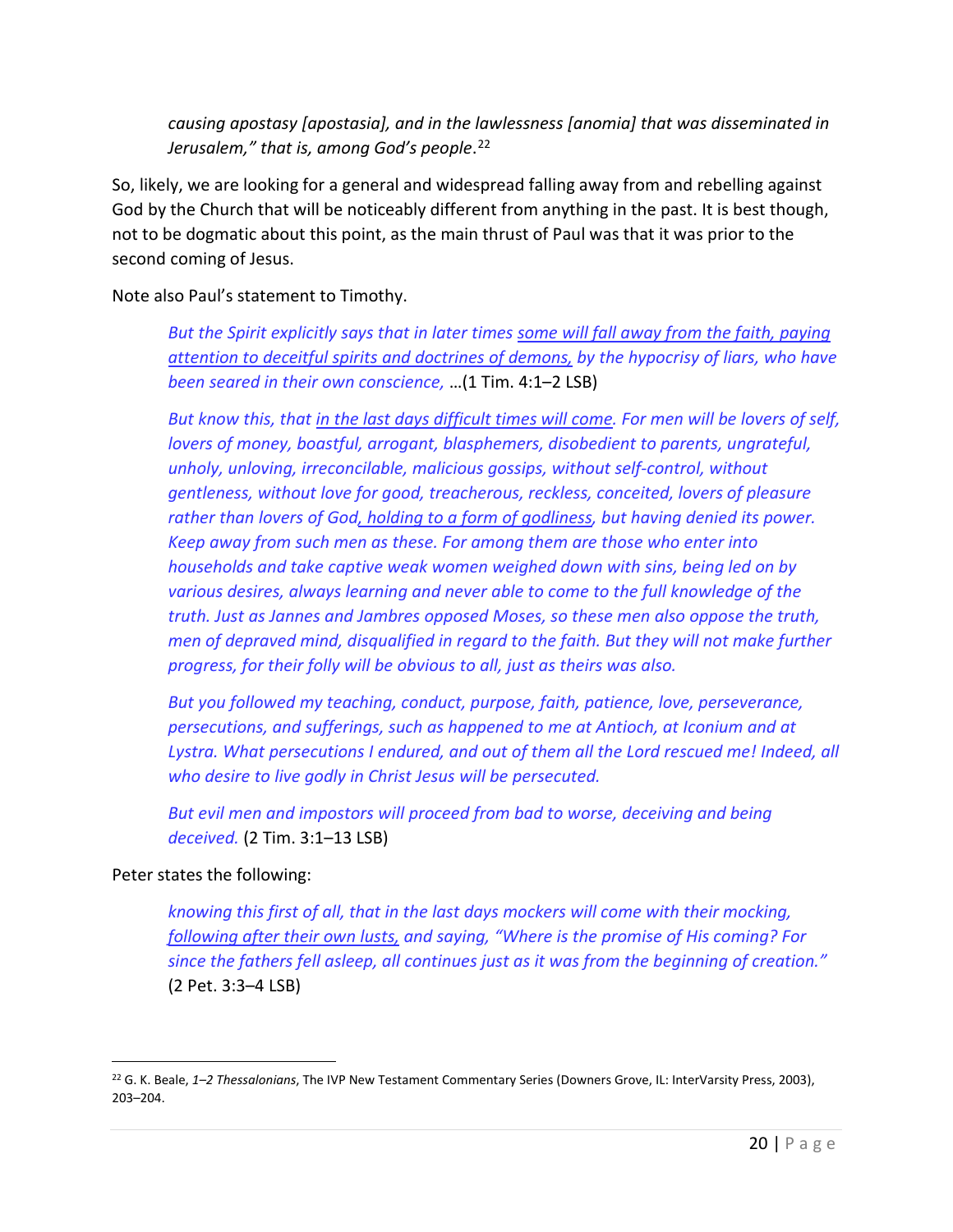> *causing apostasy [apostasia], and in the lawlessness [anomia] that was disseminated in Jerusalem," that is, among God's people*.[22]

So, likely, we are looking for a general and widespread falling away from and rebelling against God by the Church that will be noticeably different from anything in the past. It is best though, not to be dogmatic about this point, as the main thrust of Paul was that it was prior to the second coming of Jesus.

Note also Paul's statement to Timothy.

> *But the Spirit explicitly says that in later times <u>some will fall away from the faith, paying attention to deceitful spirits and doctrines of demons,</u> by the hypocrisy of liars, who have been seared in their own conscience,* …(1 Tim. 4:1–2 LSB)
>
> *But know this, that <u>in the last days difficult times will come</u>. For men will be lovers of self, lovers of money, boastful, arrogant, blasphemers, disobedient to parents, ungrateful, unholy, unloving, irreconcilable, malicious gossips, without self-control, without gentleness, without love for good, treacherous, reckless, conceited, lovers of pleasure rather than lovers of God<u>, holding to a form of godliness</u>, but having denied its power. Keep away from such men as these. For among them are those who enter into households and take captive weak women weighed down with sins, being led on by various desires, always learning and never able to come to the full knowledge of the truth. Just as Jannes and Jambres opposed Moses, so these men also oppose the truth, men of depraved mind, disqualified in regard to the faith. But they will not make further progress, for their folly will be obvious to all, just as theirs was also.*
>
> *But you followed my teaching, conduct, purpose, faith, patience, love, perseverance, persecutions, and sufferings, such as happened to me at Antioch, at Iconium and at Lystra. What persecutions I endured, and out of them all the Lord rescued me! Indeed, all who desire to live godly in Christ Jesus will be persecuted.*
>
> *But evil men and impostors will proceed from bad to worse, deceiving and being deceived.* (2 Tim. 3:1–13 LSB)

Peter states the following:

> *knowing this first of all, that in the last days mockers will come with their mocking, <u>following after their own lusts,</u> and saying, "Where is the promise of His coming? For since the fathers fell asleep, all continues just as it was from the beginning of creation."* (2 Pet. 3:3–4 LSB)

---

[22] G. K. Beale, *1–2 Thessalonians*, The IVP New Testament Commentary Series (Downers Grove, IL: InterVarsity Press, 2003), 203–204.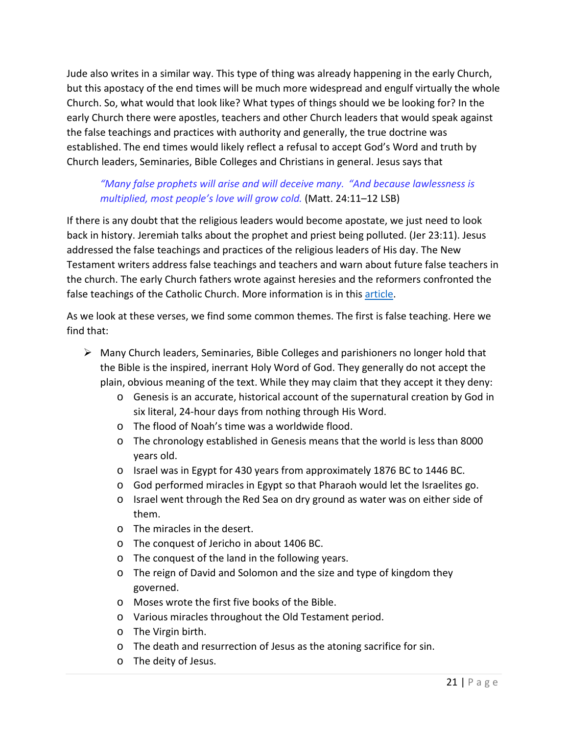Jude also writes in a similar way. This type of thing was already happening in the early Church, but this apostacy of the end times will be much more widespread and engulf virtually the whole Church. So, what would that look like? What types of things should we be looking for? In the early Church there were apostles, teachers and other Church leaders that would speak against the false teachings and practices with authority and generally, the true doctrine was established. The end times would likely reflect a refusal to accept God's Word and truth by Church leaders, Seminaries, Bible Colleges and Christians in general. Jesus says that

> *"Many false prophets will arise and will deceive many. "And because lawlessness is multiplied, most people's love will grow cold.* (Matt. 24:11–12 LSB)

If there is any doubt that the religious leaders would become apostate, we just need to look back in history. Jeremiah talks about the prophet and priest being polluted. (Jer 23:11). Jesus addressed the false teachings and practices of the religious leaders of His day. The New Testament writers address false teachings and teachers and warn about future false teachers in the church. The early Church fathers wrote against heresies and the reformers confronted the false teachings of the Catholic Church. More information is in this article.

As we look at these verses, we find some common themes. The first is false teaching. Here we find that:

- Many Church leaders, Seminaries, Bible Colleges and parishioners no longer hold that the Bible is the inspired, inerrant Holy Word of God. They generally do not accept the plain, obvious meaning of the text. While they may claim that they accept it they deny:
  - Genesis is an accurate, historical account of the supernatural creation by God in six literal, 24-hour days from nothing through His Word.
  - The flood of Noah's time was a worldwide flood.
  - The chronology established in Genesis means that the world is less than 8000 years old.
  - Israel was in Egypt for 430 years from approximately 1876 BC to 1446 BC.
  - God performed miracles in Egypt so that Pharaoh would let the Israelites go.
  - Israel went through the Red Sea on dry ground as water was on either side of them.
  - The miracles in the desert.
  - The conquest of Jericho in about 1406 BC.
  - The conquest of the land in the following years.
  - The reign of David and Solomon and the size and type of kingdom they governed.
  - Moses wrote the first five books of the Bible.
  - Various miracles throughout the Old Testament period.
  - The Virgin birth.
  - The death and resurrection of Jesus as the atoning sacrifice for sin.
  - The deity of Jesus.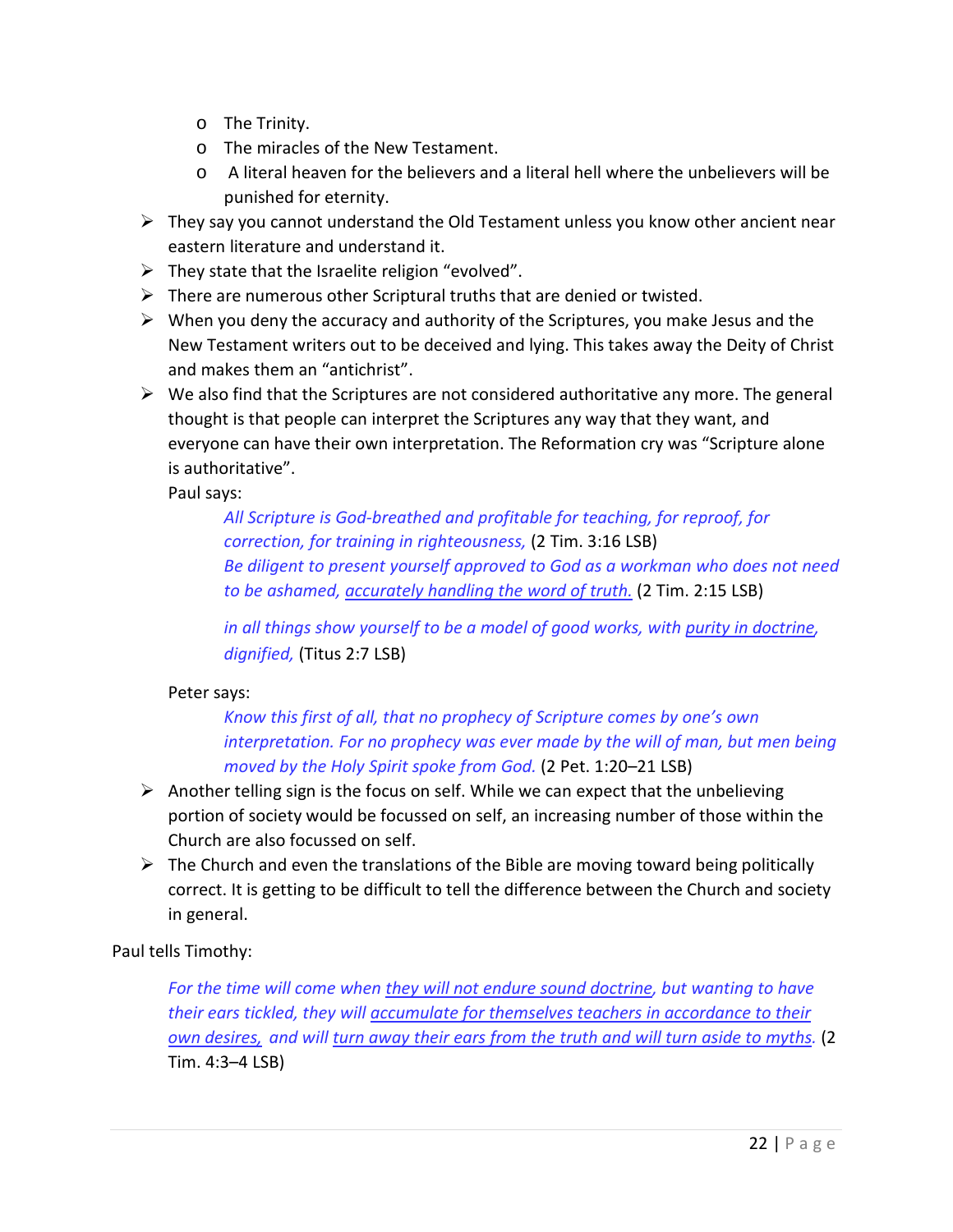- The Trinity.
  - The miracles of the New Testament.
  - A literal heaven for the believers and a literal hell where the unbelievers will be punished for eternity.

- They say you cannot understand the Old Testament unless you know other ancient near eastern literature and understand it.
- They state that the Israelite religion "evolved".
- There are numerous other Scriptural truths that are denied or twisted.
- When you deny the accuracy and authority of the Scriptures, you make Jesus and the New Testament writers out to be deceived and lying. This takes away the Deity of Christ and makes them an "antichrist".
- We also find that the Scriptures are not considered authoritative any more. The general thought is that people can interpret the Scriptures any way that they want, and everyone can have their own interpretation. The Reformation cry was "Scripture alone is authoritative".

  Paul says:

  > *All Scripture is God-breathed and profitable for teaching, for reproof, for correction, for training in righteousness,* (2 Tim. 3:16 LSB)
  >
  > *Be diligent to present yourself approved to God as a workman who does not need to be ashamed, <u>accurately handling the word of truth.</u>* (2 Tim. 2:15 LSB)
  >
  > *in all things show yourself to be a model of good works, with <u>purity in doctrine</u>, dignified,* (Titus 2:7 LSB)

  Peter says:

  > *Know this first of all, that no prophecy of Scripture comes by one's own interpretation. For no prophecy was ever made by the will of man, but men being moved by the Holy Spirit spoke from God.* (2 Pet. 1:20–21 LSB)

- Another telling sign is the focus on self. While we can expect that the unbelieving portion of society would be focussed on self, an increasing number of those within the Church are also focussed on self.
- The Church and even the translations of the Bible are moving toward being politically correct. It is getting to be difficult to tell the difference between the Church and society in general.

Paul tells Timothy:

> *For the time will come when <u>they will not endure sound doctrine</u>, but wanting to have their ears tickled, they will <u>accumulate for themselves teachers in accordance to their own desires,</u> and will <u>turn away their ears from the truth and will turn aside to myths.</u>* (2 Tim. 4:3–4 LSB)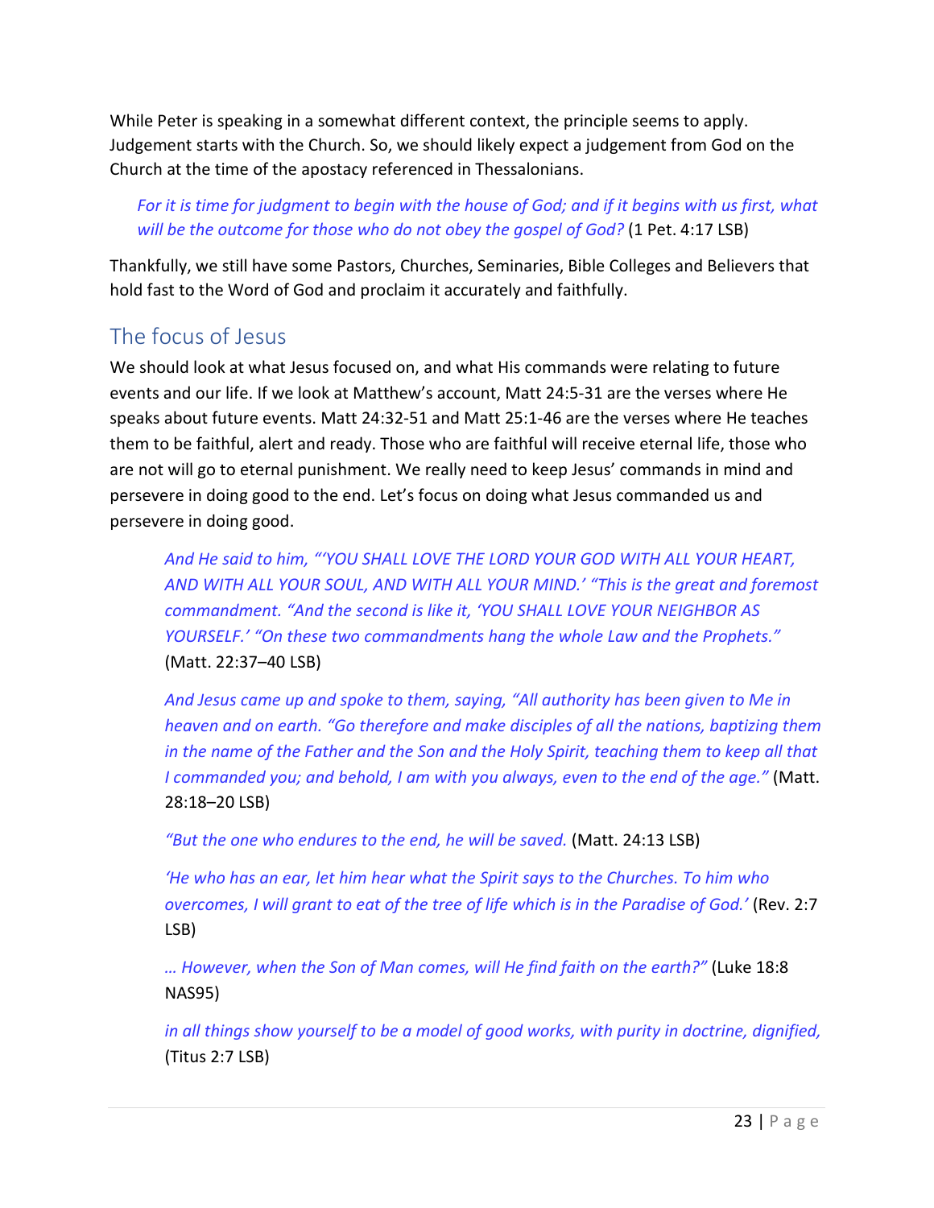While Peter is speaking in a somewhat different context, the principle seems to apply. Judgement starts with the Church. So, we should likely expect a judgement from God on the Church at the time of the apostacy referenced in Thessalonians.

> *For it is time for judgment to begin with the house of God; and if it begins with us first, what will be the outcome for those who do not obey the gospel of God?* (1 Pet. 4:17 LSB)

Thankfully, we still have some Pastors, Churches, Seminaries, Bible Colleges and Believers that hold fast to the Word of God and proclaim it accurately and faithfully.

## The focus of Jesus

We should look at what Jesus focused on, and what His commands were relating to future events and our life. If we look at Matthew's account, Matt 24:5-31 are the verses where He speaks about future events. Matt 24:32-51 and Matt 25:1-46 are the verses where He teaches them to be faithful, alert and ready. Those who are faithful will receive eternal life, those who are not will go to eternal punishment. We really need to keep Jesus' commands in mind and persevere in doing good to the end. Let's focus on doing what Jesus commanded us and persevere in doing good.

> *And He said to him, "'YOU SHALL LOVE THE LORD YOUR GOD WITH ALL YOUR HEART, AND WITH ALL YOUR SOUL, AND WITH ALL YOUR MIND.' "This is the great and foremost commandment. "And the second is like it, 'YOU SHALL LOVE YOUR NEIGHBOR AS YOURSELF.' "On these two commandments hang the whole Law and the Prophets."* (Matt. 22:37–40 LSB)

> *And Jesus came up and spoke to them, saying, "All authority has been given to Me in heaven and on earth. "Go therefore and make disciples of all the nations, baptizing them in the name of the Father and the Son and the Holy Spirit, teaching them to keep all that I commanded you; and behold, I am with you always, even to the end of the age."* (Matt. 28:18–20 LSB)

> *"But the one who endures to the end, he will be saved.* (Matt. 24:13 LSB)

> *'He who has an ear, let him hear what the Spirit says to the Churches. To him who overcomes, I will grant to eat of the tree of life which is in the Paradise of God.'* (Rev. 2:7 LSB)

> *… However, when the Son of Man comes, will He find faith on the earth?"* (Luke 18:8 NAS95)

> *in all things show yourself to be a model of good works, with purity in doctrine, dignified,* (Titus 2:7 LSB)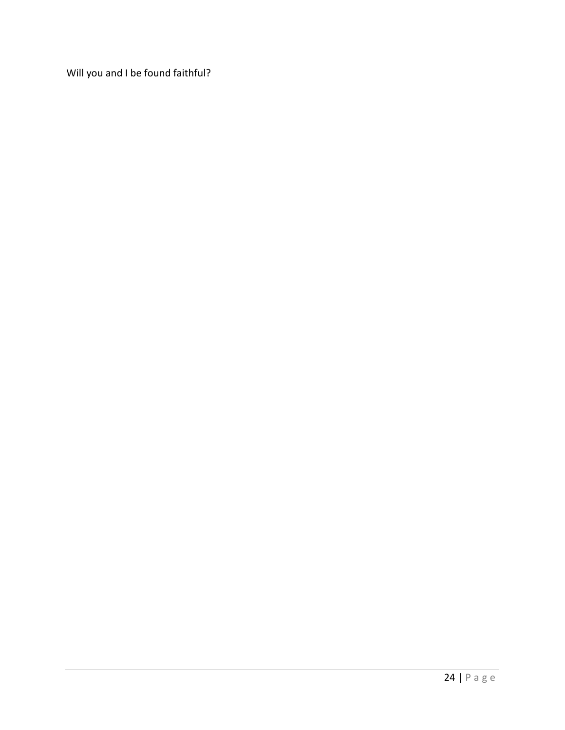Will you and I be found faithful?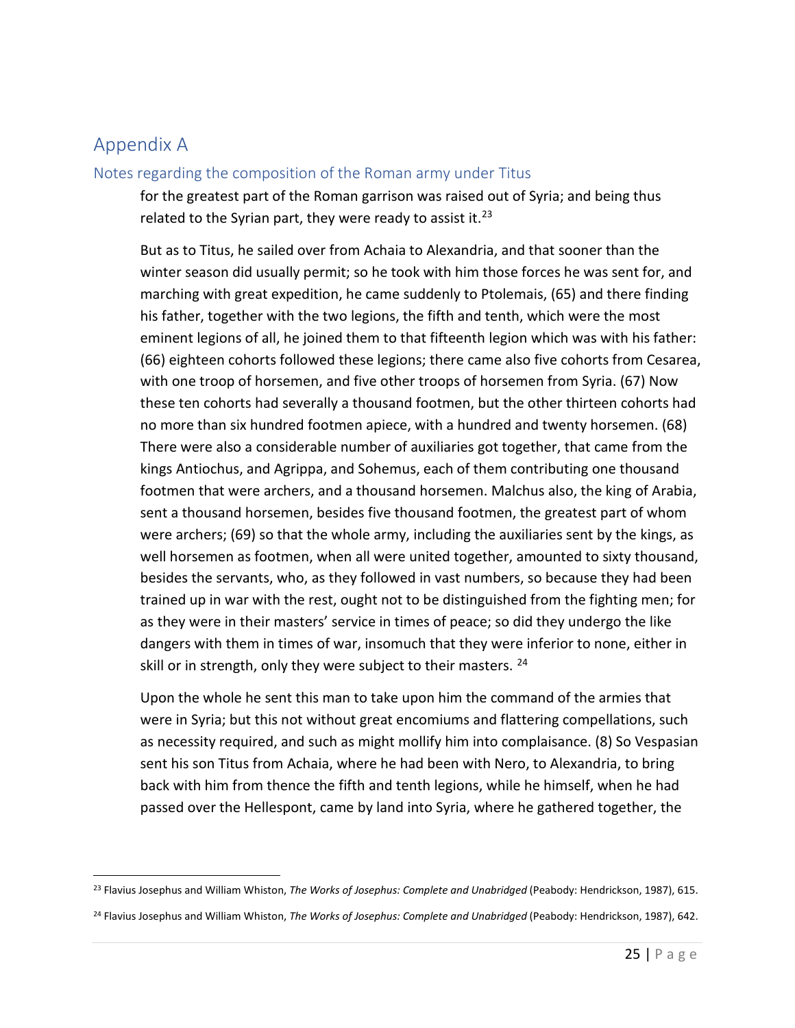# Appendix A

## Notes regarding the composition of the Roman army under Titus

> for the greatest part of the Roman garrison was raised out of Syria; and being thus related to the Syrian part, they were ready to assist it.[23]
>
> But as to Titus, he sailed over from Achaia to Alexandria, and that sooner than the winter season did usually permit; so he took with him those forces he was sent for, and marching with great expedition, he came suddenly to Ptolemais, (65) and there finding his father, together with the two legions, the fifth and tenth, which were the most eminent legions of all, he joined them to that fifteenth legion which was with his father: (66) eighteen cohorts followed these legions; there came also five cohorts from Cesarea, with one troop of horsemen, and five other troops of horsemen from Syria. (67) Now these ten cohorts had severally a thousand footmen, but the other thirteen cohorts had no more than six hundred footmen apiece, with a hundred and twenty horsemen. (68) There were also a considerable number of auxiliaries got together, that came from the kings Antiochus, and Agrippa, and Sohemus, each of them contributing one thousand footmen that were archers, and a thousand horsemen. Malchus also, the king of Arabia, sent a thousand horsemen, besides five thousand footmen, the greatest part of whom were archers; (69) so that the whole army, including the auxiliaries sent by the kings, as well horsemen as footmen, when all were united together, amounted to sixty thousand, besides the servants, who, as they followed in vast numbers, so because they had been trained up in war with the rest, ought not to be distinguished from the fighting men; for as they were in their masters' service in times of peace; so did they undergo the like dangers with them in times of war, insomuch that they were inferior to none, either in skill or in strength, only they were subject to their masters. [24]
>
> Upon the whole he sent this man to take upon him the command of the armies that were in Syria; but this not without great encomiums and flattering compellations, such as necessity required, and such as might mollify him into complaisance. (8) So Vespasian sent his son Titus from Achaia, where he had been with Nero, to Alexandria, to bring back with him from thence the fifth and tenth legions, while he himself, when he had passed over the Hellespont, came by land into Syria, where he gathered together, the

---

[23] Flavius Josephus and William Whiston, *The Works of Josephus: Complete and Unabridged* (Peabody: Hendrickson, 1987), 615.

[24] Flavius Josephus and William Whiston, *The Works of Josephus: Complete and Unabridged* (Peabody: Hendrickson, 1987), 642.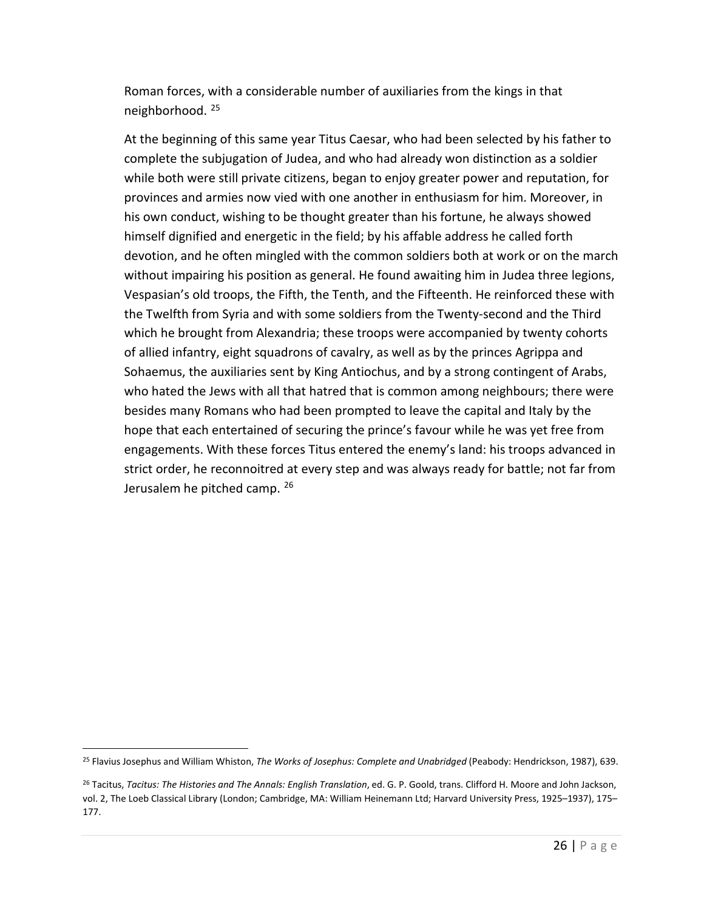Roman forces, with a considerable number of auxiliaries from the kings in that neighborhood. [25]

At the beginning of this same year Titus Caesar, who had been selected by his father to complete the subjugation of Judea, and who had already won distinction as a soldier while both were still private citizens, began to enjoy greater power and reputation, for provinces and armies now vied with one another in enthusiasm for him. Moreover, in his own conduct, wishing to be thought greater than his fortune, he always showed himself dignified and energetic in the field; by his affable address he called forth devotion, and he often mingled with the common soldiers both at work or on the march without impairing his position as general. He found awaiting him in Judea three legions, Vespasian's old troops, the Fifth, the Tenth, and the Fifteenth. He reinforced these with the Twelfth from Syria and with some soldiers from the Twenty-second and the Third which he brought from Alexandria; these troops were accompanied by twenty cohorts of allied infantry, eight squadrons of cavalry, as well as by the princes Agrippa and Sohaemus, the auxiliaries sent by King Antiochus, and by a strong contingent of Arabs, who hated the Jews with all that hatred that is common among neighbours; there were besides many Romans who had been prompted to leave the capital and Italy by the hope that each entertained of securing the prince's favour while he was yet free from engagements. With these forces Titus entered the enemy's land: his troops advanced in strict order, he reconnoitred at every step and was always ready for battle; not far from Jerusalem he pitched camp. [26]

[25] Flavius Josephus and William Whiston, *The Works of Josephus: Complete and Unabridged* (Peabody: Hendrickson, 1987), 639.

[26] Tacitus, *Tacitus: The Histories and The Annals: English Translation*, ed. G. P. Goold, trans. Clifford H. Moore and John Jackson, vol. 2, The Loeb Classical Library (London; Cambridge, MA: William Heinemann Ltd; Harvard University Press, 1925–1937), 175–177.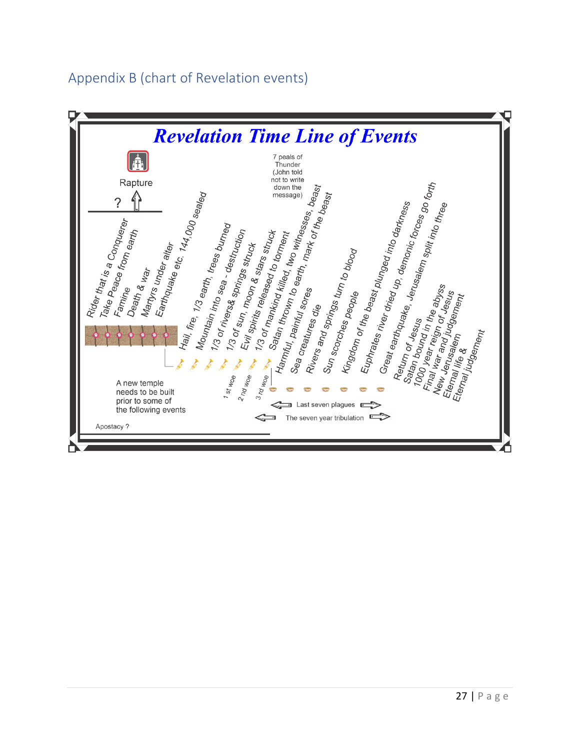## Appendix B (chart of Revelation events)

Revelation Time Line of Events

Rapture

?

7 peals of Thunder (John told not to write down the message)

Rider that is a Conquerer
Take Peace from earth
Famine
Death & war
Martyrs under alter
Earthquake etc. 144,000 sealed
Hail, fire, 1/3 earth, trees burned
Mountain into sea - destruction
1/3 of rivers& springs struck
1/3 of sun, moon & stars struck
Evil spirits released to torment
1/3 of mankind killed, two witnesses, beast
Satan thrown to earth, mark of the beast
Harmful, painful sores
Sea creatures die
Rivers and springs turn to blood
Sun scorches people
Kingdom of the beast plunged into darkness
Euphrates river dried up, demonic forces go forth
Great earthquake, Jerusalem split into three
Return of Jesus
Satan bound in the abyss
1000 year reign of Jesus
Final war and judgement
New Jerusalem
Eternal life &
Eternal judgement

1 st woe
2 nd woe
3 rd woe

A new temple needs to be built prior to some of the following events

Last seven plagues

The seven year tribulation

Apostacy ?